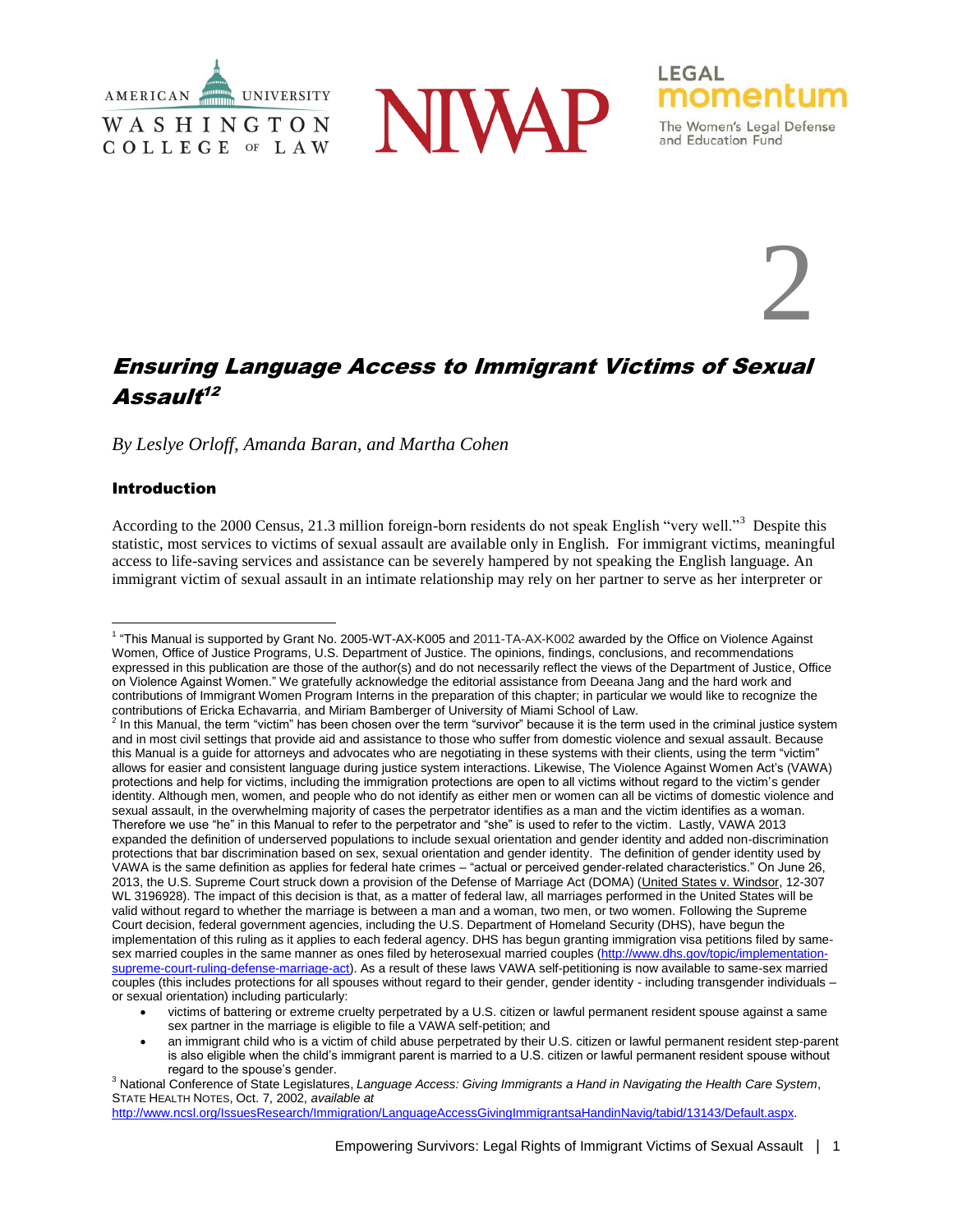2

# Ensuring Language Access to Immigrant Victims of Sexual Assault[1][2]

*By Leslye Orloff, Amanda Baran, and Martha Cohen*

## Introduction

According to the 2000 Census, 21.3 million foreign-born residents do not speak English "very well."[3] Despite this statistic, most services to victims of sexual assault are available only in English. For immigrant victims, meaningful access to life-saving services and assistance can be severely hampered by not speaking the English language. An immigrant victim of sexual assault in an intimate relationship may rely on her partner to serve as her interpreter or

---

[1] "This Manual is supported by Grant No. 2005-WT-AX-K005 and 2011-TA-AX-K002 awarded by the Office on Violence Against Women, Office of Justice Programs, U.S. Department of Justice. The opinions, findings, conclusions, and recommendations expressed in this publication are those of the author(s) and do not necessarily reflect the views of the Department of Justice, Office on Violence Against Women." We gratefully acknowledge the editorial assistance from Deeana Jang and the hard work and contributions of Immigrant Women Program Interns in the preparation of this chapter; in particular we would like to recognize the contributions of Ericka Echavarria, and Miriam Bamberger of University of Miami School of Law.

[2] In this Manual, the term "victim" has been chosen over the term "survivor" because it is the term used in the criminal justice system and in most civil settings that provide aid and assistance to those who suffer from domestic violence and sexual assault. Because this Manual is a guide for attorneys and advocates who are negotiating in these systems with their clients, using the term "victim" allows for easier and consistent language during justice system interactions. Likewise, The Violence Against Women Act's (VAWA) protections and help for victims, including the immigration protections are open to all victims without regard to the victim's gender identity. Although men, women, and people who do not identify as either men or women can all be victims of domestic violence and sexual assault, in the overwhelming majority of cases the perpetrator identifies as a man and the victim identifies as a woman. Therefore we use "he" in this Manual to refer to the perpetrator and "she" is used to refer to the victim. Lastly, VAWA 2013 expanded the definition of underserved populations to include sexual orientation and gender identity and added non-discrimination protections that bar discrimination based on sex, sexual orientation and gender identity. The definition of gender identity used by VAWA is the same definition as applies for federal hate crimes – "actual or perceived gender-related characteristics." On June 26, 2013, the U.S. Supreme Court struck down a provision of the Defense of Marriage Act (DOMA) (United States v. Windsor, 12-307 WL 3196928). The impact of this decision is that, as a matter of federal law, all marriages performed in the United States will be valid without regard to whether the marriage is between a man and a woman, two men, or two women. Following the Supreme Court decision, federal government agencies, including the U.S. Department of Homeland Security (DHS), have begun the implementation of this ruling as it applies to each federal agency. DHS has begun granting immigration visa petitions filed by same-sex married couples in the same manner as ones filed by heterosexual married couples (http://www.dhs.gov/topic/implementation-supreme-court-ruling-defense-marriage-act). As a result of these laws VAWA self-petitioning is now available to same-sex married couples (this includes protections for all spouses without regard to their gender, gender identity - including transgender individuals – or sexual orientation) including particularly:

- victims of battering or extreme cruelty perpetrated by a U.S. citizen or lawful permanent resident spouse against a same sex partner in the marriage is eligible to file a VAWA self-petition; and
- an immigrant child who is a victim of child abuse perpetrated by their U.S. citizen or lawful permanent resident step-parent is also eligible when the child's immigrant parent is married to a U.S. citizen or lawful permanent resident spouse without regard to the spouse's gender.

[3] National Conference of State Legislatures, *Language Access: Giving Immigrants a Hand in Navigating the Health Care System*, STATE HEALTH NOTES, Oct. 7, 2002, *available at* http://www.ncsl.org/IssuesResearch/Immigration/LanguageAccessGivingImmigrantsaHandinNavig/tabid/13143/Default.aspx.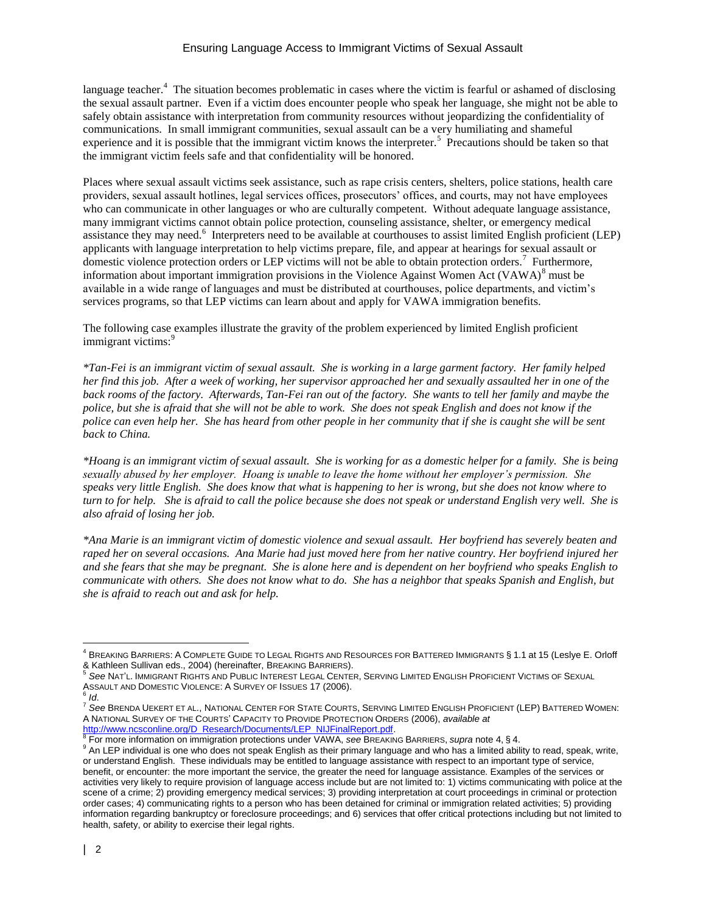language teacher.[4] The situation becomes problematic in cases where the victim is fearful or ashamed of disclosing the sexual assault partner. Even if a victim does encounter people who speak her language, she might not be able to safely obtain assistance with interpretation from community resources without jeopardizing the confidentiality of communications. In small immigrant communities, sexual assault can be a very humiliating and shameful experience and it is possible that the immigrant victim knows the interpreter.[5] Precautions should be taken so that the immigrant victim feels safe and that confidentiality will be honored.

Places where sexual assault victims seek assistance, such as rape crisis centers, shelters, police stations, health care providers, sexual assault hotlines, legal services offices, prosecutors' offices, and courts, may not have employees who can communicate in other languages or who are culturally competent. Without adequate language assistance, many immigrant victims cannot obtain police protection, counseling assistance, shelter, or emergency medical assistance they may need.[6] Interpreters need to be available at courthouses to assist limited English proficient (LEP) applicants with language interpretation to help victims prepare, file, and appear at hearings for sexual assault or domestic violence protection orders or LEP victims will not be able to obtain protection orders.[7] Furthermore, information about important immigration provisions in the Violence Against Women Act (VAWA)[8] must be available in a wide range of languages and must be distributed at courthouses, police departments, and victim's services programs, so that LEP victims can learn about and apply for VAWA immigration benefits.

The following case examples illustrate the gravity of the problem experienced by limited English proficient immigrant victims:[9]

*\*Tan-Fei is an immigrant victim of sexual assault. She is working in a large garment factory. Her family helped her find this job. After a week of working, her supervisor approached her and sexually assaulted her in one of the back rooms of the factory. Afterwards, Tan-Fei ran out of the factory. She wants to tell her family and maybe the police, but she is afraid that she will not be able to work. She does not speak English and does not know if the police can even help her. She has heard from other people in her community that if she is caught she will be sent back to China.*

*\*Hoang is an immigrant victim of sexual assault. She is working for as a domestic helper for a family. She is being sexually abused by her employer. Hoang is unable to leave the home without her employer's permission. She speaks very little English. She does know that what is happening to her is wrong, but she does not know where to turn to for help. She is afraid to call the police because she does not speak or understand English very well. She is also afraid of losing her job.*

*\*Ana Marie is an immigrant victim of domestic violence and sexual assault. Her boyfriend has severely beaten and raped her on several occasions. Ana Marie had just moved here from her native country. Her boyfriend injured her and she fears that she may be pregnant. She is alone here and is dependent on her boyfriend who speaks English to communicate with others. She does not know what to do. She has a neighbor that speaks Spanish and English, but she is afraid to reach out and ask for help.*

---

[4] BREAKING BARRIERS: A COMPLETE GUIDE TO LEGAL RIGHTS AND RESOURCES FOR BATTERED IMMIGRANTS § 1.1 at 15 (Leslye E. Orloff & Kathleen Sullivan eds., 2004) (hereinafter, BREAKING BARRIERS).

[5] *See* NAT'L. IMMIGRANT RIGHTS AND PUBLIC INTEREST LEGAL CENTER, SERVING LIMITED ENGLISH PROFICIENT VICTIMS OF SEXUAL ASSAULT AND DOMESTIC VIOLENCE: A SURVEY OF ISSUES 17 (2006).

[6] *Id.*

[7] *See* BRENDA UEKERT ET AL., NATIONAL CENTER FOR STATE COURTS, SERVING LIMITED ENGLISH PROFICIENT (LEP) BATTERED WOMEN: A NATIONAL SURVEY OF THE COURTS' CAPACITY TO PROVIDE PROTECTION ORDERS (2006), *available at* http://www.ncsconline.org/D_Research/Documents/LEP_NIJFinalReport.pdf.

[8] For more information on immigration protections under VAWA, *see* BREAKING BARRIERS, *supra* note 4, § 4.

[9] An LEP individual is one who does not speak English as their primary language and who has a limited ability to read, speak, write, or understand English. These individuals may be entitled to language assistance with respect to an important type of service, benefit, or encounter: the more important the service, the greater the need for language assistance. Examples of the services or activities very likely to require provision of language access include but are not limited to: 1) victims communicating with police at the scene of a crime; 2) providing emergency medical services; 3) providing interpretation at court proceedings in criminal or protection order cases; 4) communicating rights to a person who has been detained for criminal or immigration related activities; 5) providing information regarding bankruptcy or foreclosure proceedings; and 6) services that offer critical protections including but not limited to health, safety, or ability to exercise their legal rights.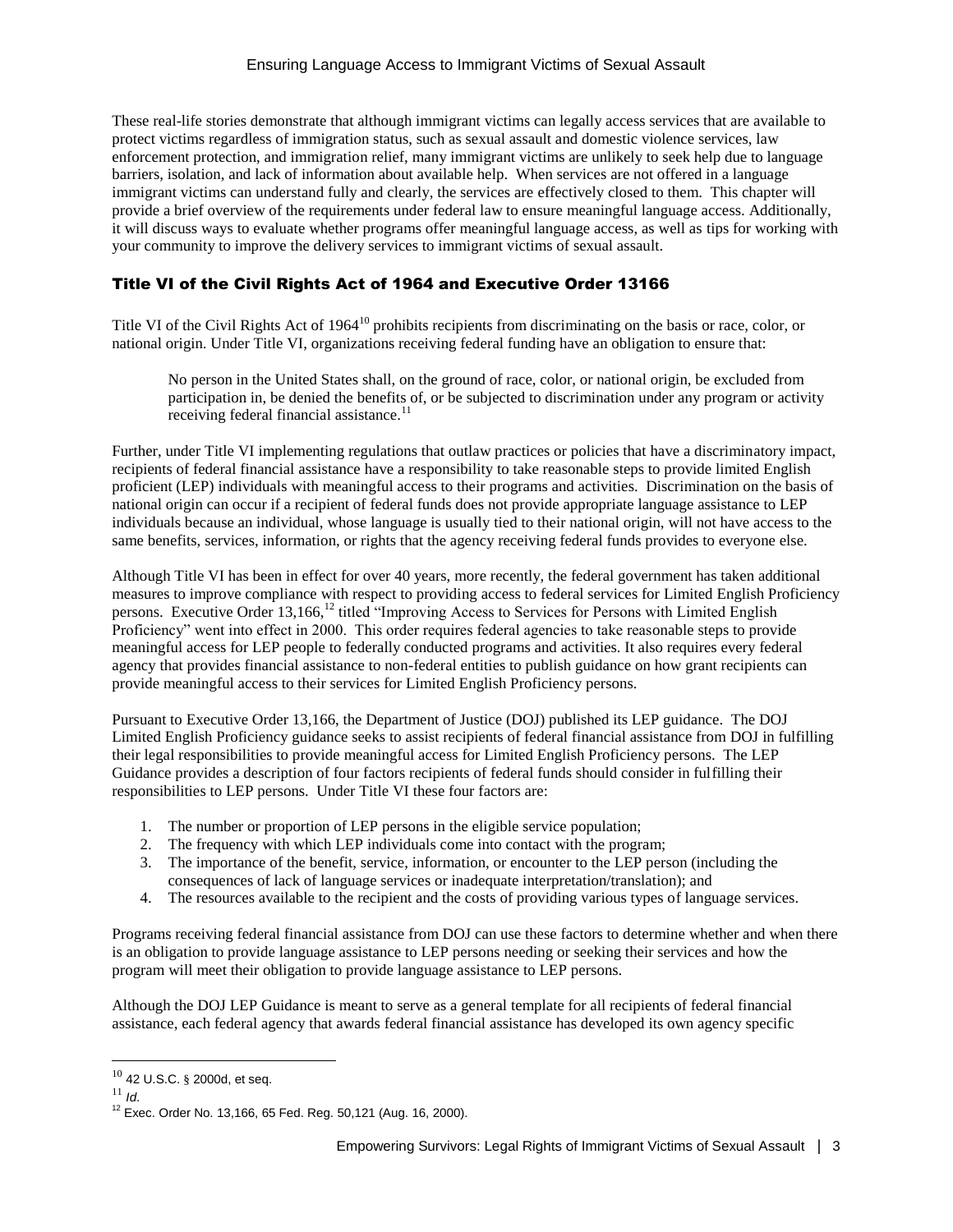These real-life stories demonstrate that although immigrant victims can legally access services that are available to protect victims regardless of immigration status, such as sexual assault and domestic violence services, law enforcement protection, and immigration relief, many immigrant victims are unlikely to seek help due to language barriers, isolation, and lack of information about available help. When services are not offered in a language immigrant victims can understand fully and clearly, the services are effectively closed to them. This chapter will provide a brief overview of the requirements under federal law to ensure meaningful language access. Additionally, it will discuss ways to evaluate whether programs offer meaningful language access, as well as tips for working with your community to improve the delivery services to immigrant victims of sexual assault.

## Title VI of the Civil Rights Act of 1964 and Executive Order 13166

Title VI of the Civil Rights Act of 1964[10] prohibits recipients from discriminating on the basis or race, color, or national origin. Under Title VI, organizations receiving federal funding have an obligation to ensure that:

> No person in the United States shall, on the ground of race, color, or national origin, be excluded from participation in, be denied the benefits of, or be subjected to discrimination under any program or activity receiving federal financial assistance.[11]

Further, under Title VI implementing regulations that outlaw practices or policies that have a discriminatory impact, recipients of federal financial assistance have a responsibility to take reasonable steps to provide limited English proficient (LEP) individuals with meaningful access to their programs and activities. Discrimination on the basis of national origin can occur if a recipient of federal funds does not provide appropriate language assistance to LEP individuals because an individual, whose language is usually tied to their national origin, will not have access to the same benefits, services, information, or rights that the agency receiving federal funds provides to everyone else.

Although Title VI has been in effect for over 40 years, more recently, the federal government has taken additional measures to improve compliance with respect to providing access to federal services for Limited English Proficiency persons. Executive Order 13,166,[12] titled "Improving Access to Services for Persons with Limited English Proficiency" went into effect in 2000. This order requires federal agencies to take reasonable steps to provide meaningful access for LEP people to federally conducted programs and activities. It also requires every federal agency that provides financial assistance to non-federal entities to publish guidance on how grant recipients can provide meaningful access to their services for Limited English Proficiency persons.

Pursuant to Executive Order 13,166, the Department of Justice (DOJ) published its LEP guidance. The DOJ Limited English Proficiency guidance seeks to assist recipients of federal financial assistance from DOJ in fulfilling their legal responsibilities to provide meaningful access for Limited English Proficiency persons. The LEP Guidance provides a description of four factors recipients of federal funds should consider in fulfilling their responsibilities to LEP persons. Under Title VI these four factors are:

1. The number or proportion of LEP persons in the eligible service population;
2. The frequency with which LEP individuals come into contact with the program;
3. The importance of the benefit, service, information, or encounter to the LEP person (including the consequences of lack of language services or inadequate interpretation/translation); and
4. The resources available to the recipient and the costs of providing various types of language services.

Programs receiving federal financial assistance from DOJ can use these factors to determine whether and when there is an obligation to provide language assistance to LEP persons needing or seeking their services and how the program will meet their obligation to provide language assistance to LEP persons.

Although the DOJ LEP Guidance is meant to serve as a general template for all recipients of federal financial assistance, each federal agency that awards federal financial assistance has developed its own agency specific

---

[10] 42 U.S.C. § 2000d, et seq.

[11] *Id.*

[12] Exec. Order No. 13,166, 65 Fed. Reg. 50,121 (Aug. 16, 2000).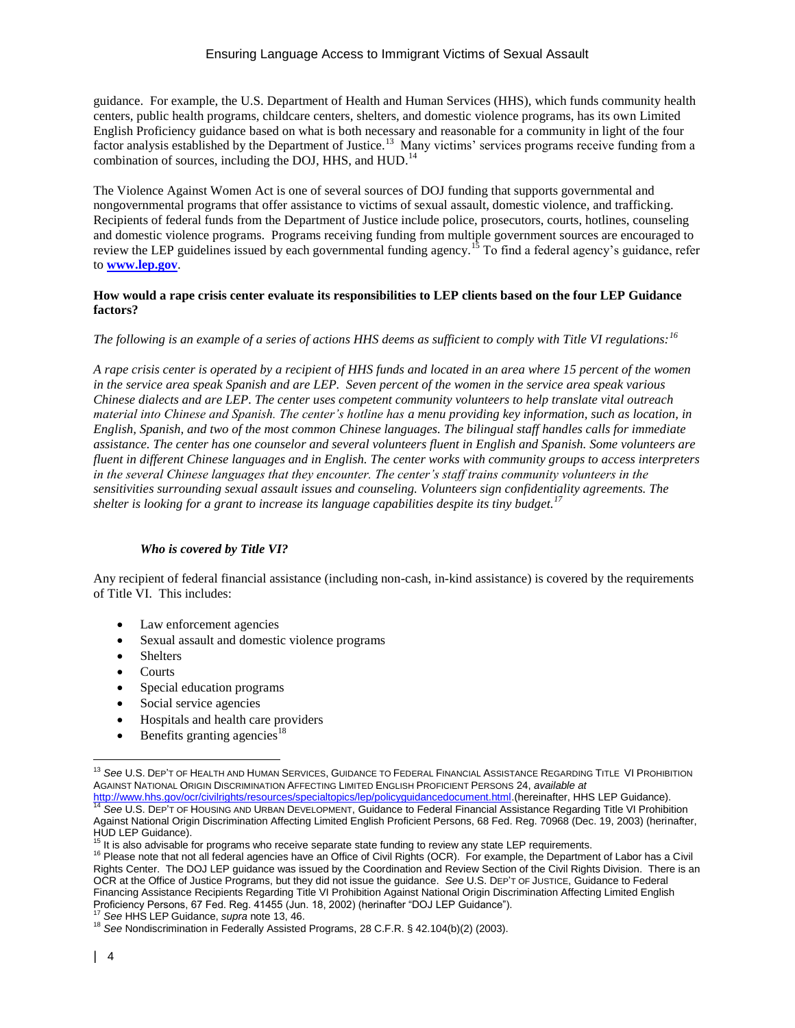guidance. For example, the U.S. Department of Health and Human Services (HHS), which funds community health centers, public health programs, childcare centers, shelters, and domestic violence programs, has its own Limited English Proficiency guidance based on what is both necessary and reasonable for a community in light of the four factor analysis established by the Department of Justice.[13] Many victims' services programs receive funding from a combination of sources, including the DOJ, HHS, and HUD.[14]

The Violence Against Women Act is one of several sources of DOJ funding that supports governmental and nongovernmental programs that offer assistance to victims of sexual assault, domestic violence, and trafficking. Recipients of federal funds from the Department of Justice include police, prosecutors, courts, hotlines, counseling and domestic violence programs. Programs receiving funding from multiple government sources are encouraged to review the LEP guidelines issued by each governmental funding agency.[15] To find a federal agency's guidance, refer to **www.lep.gov**.

**How would a rape crisis center evaluate its responsibilities to LEP clients based on the four LEP Guidance factors?**

*The following is an example of a series of actions HHS deems as sufficient to comply with Title VI regulations:[16]*

*A rape crisis center is operated by a recipient of HHS funds and located in an area where 15 percent of the women in the service area speak Spanish and are LEP. Seven percent of the women in the service area speak various Chinese dialects and are LEP. The center uses competent community volunteers to help translate vital outreach material into Chinese and Spanish. The center's hotline has a menu providing key information, such as location, in English, Spanish, and two of the most common Chinese languages. The bilingual staff handles calls for immediate assistance. The center has one counselor and several volunteers fluent in English and Spanish. Some volunteers are fluent in different Chinese languages and in English. The center works with community groups to access interpreters in the several Chinese languages that they encounter. The center's staff trains community volunteers in the sensitivities surrounding sexual assault issues and counseling. Volunteers sign confidentiality agreements. The shelter is looking for a grant to increase its language capabilities despite its tiny budget.[17]*

***Who is covered by Title VI?***

Any recipient of federal financial assistance (including non-cash, in-kind assistance) is covered by the requirements of Title VI. This includes:

- Law enforcement agencies
- Sexual assault and domestic violence programs
- Shelters
- Courts
- Special education programs
- Social service agencies
- Hospitals and health care providers
- Benefits granting agencies[18]

---

[13] *See* U.S. Dep't of Health and Human Services, Guidance to Federal Financial Assistance Regarding Title VI Prohibition Against National Origin Discrimination Affecting Limited English Proficient Persons 24, *available at* http://www.hhs.gov/ocr/civilrights/resources/specialtopics/lep/policyguidancedocument.html.(hereinafter, HHS LEP Guidance).

[14] *See* U.S. Dep't of Housing and Urban Development, Guidance to Federal Financial Assistance Regarding Title VI Prohibition Against National Origin Discrimination Affecting Limited English Proficient Persons, 68 Fed. Reg. 70968 (Dec. 19, 2003) (herinafter, HUD LEP Guidance).

[15] It is also advisable for programs who receive separate state funding to review any state LEP requirements.

[16] Please note that not all federal agencies have an Office of Civil Rights (OCR). For example, the Department of Labor has a Civil Rights Center. The DOJ LEP guidance was issued by the Coordination and Review Section of the Civil Rights Division. There is an OCR at the Office of Justice Programs, but they did not issue the guidance. *See* U.S. Dep't of Justice, Guidance to Federal Financing Assistance Recipients Regarding Title VI Prohibition Against National Origin Discrimination Affecting Limited English Proficiency Persons, 67 Fed. Reg. 41455 (Jun. 18, 2002) (herinafter "DOJ LEP Guidance").

[17] *See* HHS LEP Guidance, *supra* note 13, 46.

[18] *See* Nondiscrimination in Federally Assisted Programs, 28 C.F.R. § 42.104(b)(2) (2003).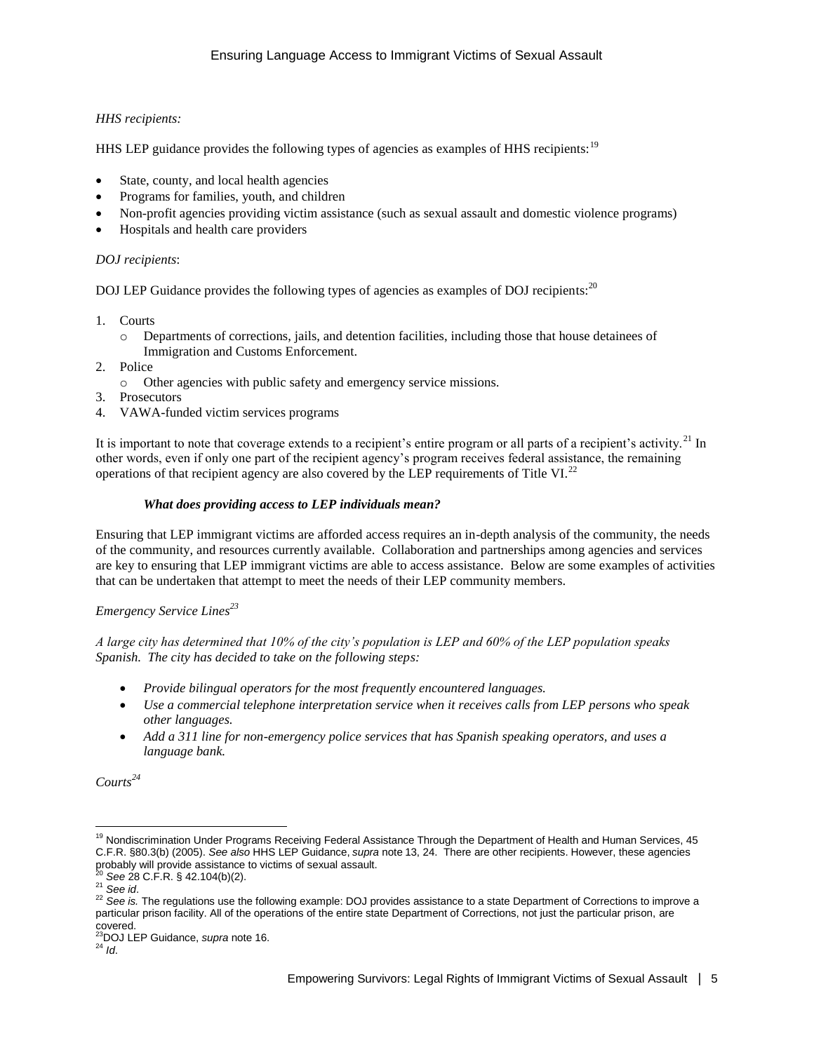*HHS recipients:*

HHS LEP guidance provides the following types of agencies as examples of HHS recipients:[19]

- State, county, and local health agencies
- Programs for families, youth, and children
- Non-profit agencies providing victim assistance (such as sexual assault and domestic violence programs)
- Hospitals and health care providers

*DOJ recipients*:

DOJ LEP Guidance provides the following types of agencies as examples of DOJ recipients:[20]

1. Courts
   - Departments of corrections, jails, and detention facilities, including those that house detainees of Immigration and Customs Enforcement.
2. Police
   - Other agencies with public safety and emergency service missions.
3. Prosecutors
4. VAWA-funded victim services programs

It is important to note that coverage extends to a recipient's entire program or all parts of a recipient's activity.[21] In other words, even if only one part of the recipient agency's program receives federal assistance, the remaining operations of that recipient agency are also covered by the LEP requirements of Title VI.[22]

### *What does providing access to LEP individuals mean?*

Ensuring that LEP immigrant victims are afforded access requires an in-depth analysis of the community, the needs of the community, and resources currently available. Collaboration and partnerships among agencies and services are key to ensuring that LEP immigrant victims are able to access assistance. Below are some examples of activities that can be undertaken that attempt to meet the needs of their LEP community members.

*Emergency Service Lines*[23]

*A large city has determined that 10% of the city's population is LEP and 60% of the LEP population speaks Spanish. The city has decided to take on the following steps:*

- *Provide bilingual operators for the most frequently encountered languages.*
- *Use a commercial telephone interpretation service when it receives calls from LEP persons who speak other languages.*
- *Add a 311 line for non-emergency police services that has Spanish speaking operators, and uses a language bank.*

*Courts*[24]

---

[19] Nondiscrimination Under Programs Receiving Federal Assistance Through the Department of Health and Human Services, 45 C.F.R. §80.3(b) (2005). *See also* HHS LEP Guidance, *supra* note 13, 24. There are other recipients. However, these agencies probably will provide assistance to victims of sexual assault.

[20] *See* 28 C.F.R. § 42.104(b)(2).

[21] *See id*.

[22] *See is.* The regulations use the following example: DOJ provides assistance to a state Department of Corrections to improve a particular prison facility. All of the operations of the entire state Department of Corrections, not just the particular prison, are covered.

[23] DOJ LEP Guidance, *supra* note 16.

[24] *Id.*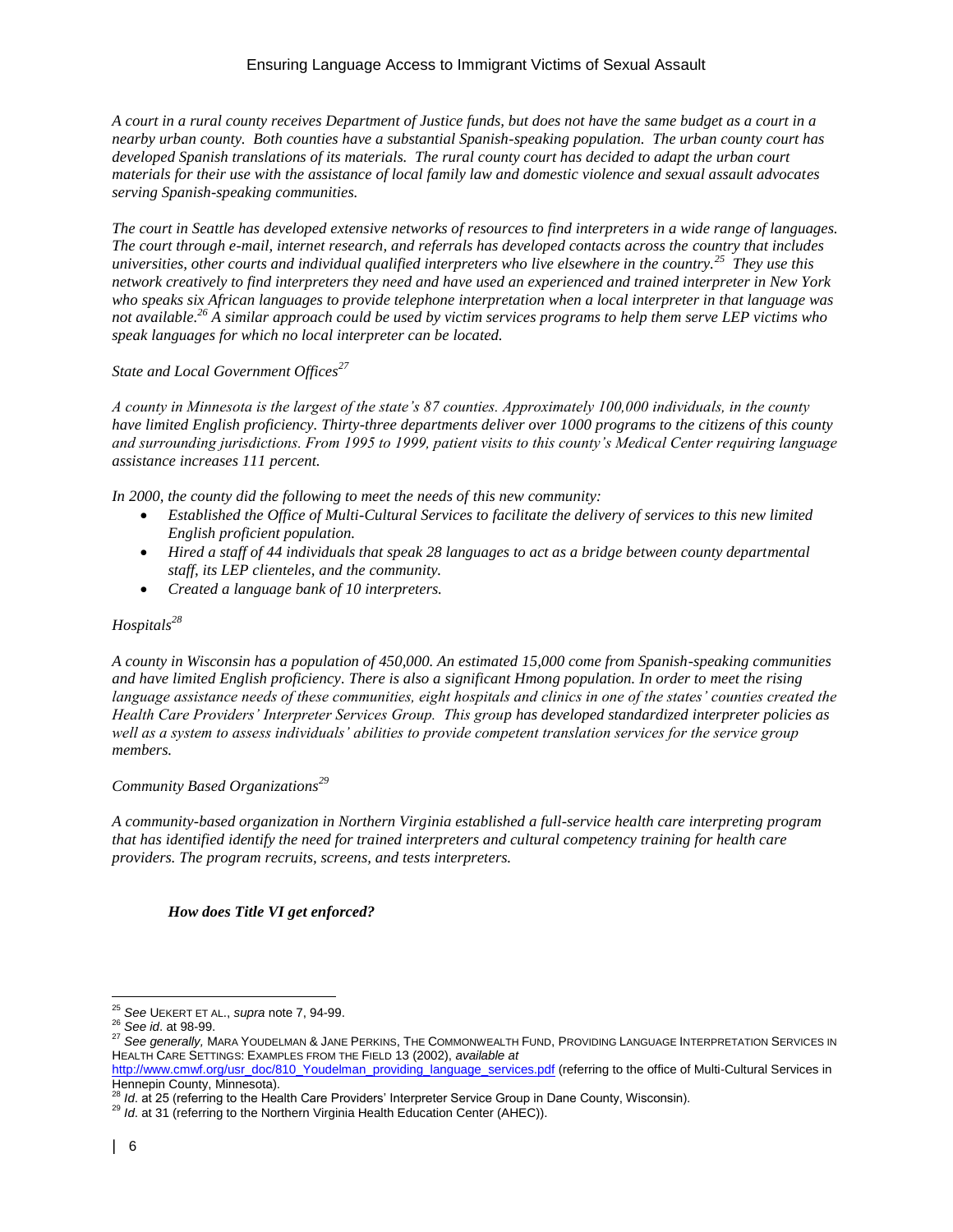*A court in a rural county receives Department of Justice funds, but does not have the same budget as a court in a nearby urban county. Both counties have a substantial Spanish-speaking population. The urban county court has developed Spanish translations of its materials. The rural county court has decided to adapt the urban court materials for their use with the assistance of local family law and domestic violence and sexual assault advocates serving Spanish-speaking communities.*

*The court in Seattle has developed extensive networks of resources to find interpreters in a wide range of languages. The court through e-mail, internet research, and referrals has developed contacts across the country that includes universities, other courts and individual qualified interpreters who live elsewhere in the country.[25] They use this network creatively to find interpreters they need and have used an experienced and trained interpreter in New York who speaks six African languages to provide telephone interpretation when a local interpreter in that language was not available.[26] A similar approach could be used by victim services programs to help them serve LEP victims who speak languages for which no local interpreter can be located.*

*State and Local Government Offices[27]*

*A county in Minnesota is the largest of the state's 87 counties. Approximately 100,000 individuals, in the county have limited English proficiency. Thirty-three departments deliver over 1000 programs to the citizens of this county and surrounding jurisdictions. From 1995 to 1999, patient visits to this county's Medical Center requiring language assistance increases 111 percent.*

*In 2000, the county did the following to meet the needs of this new community:*

- *Established the Office of Multi-Cultural Services to facilitate the delivery of services to this new limited English proficient population.*
- *Hired a staff of 44 individuals that speak 28 languages to act as a bridge between county departmental staff, its LEP clienteles, and the community.*
- *Created a language bank of 10 interpreters.*

*Hospitals[28]*

*A county in Wisconsin has a population of 450,000. An estimated 15,000 come from Spanish-speaking communities and have limited English proficiency. There is also a significant Hmong population. In order to meet the rising language assistance needs of these communities, eight hospitals and clinics in one of the states' counties created the Health Care Providers' Interpreter Services Group. This group has developed standardized interpreter policies as well as a system to assess individuals' abilities to provide competent translation services for the service group members.*

*Community Based Organizations[29]*

*A community-based organization in Northern Virginia established a full-service health care interpreting program that has identified identify the need for trained interpreters and cultural competency training for health care providers. The program recruits, screens, and tests interpreters.*

***How does Title VI get enforced?***

---

[25] *See* UEKERT ET AL., *supra* note 7, 94-99.

[26] *See id*. at 98-99.

[27] *See generally,* MARA YOUDELMAN & JANE PERKINS, THE COMMONWEALTH FUND, PROVIDING LANGUAGE INTERPRETATION SERVICES IN HEALTH CARE SETTINGS: EXAMPLES FROM THE FIELD 13 (2002), *available at* http://www.cmwf.org/usr_doc/810_Youdelman_providing_language_services.pdf (referring to the office of Multi-Cultural Services in Hennepin County, Minnesota).

[28] *Id*. at 25 (referring to the Health Care Providers' Interpreter Service Group in Dane County, Wisconsin).

[29] *Id*. at 31 (referring to the Northern Virginia Health Education Center (AHEC)).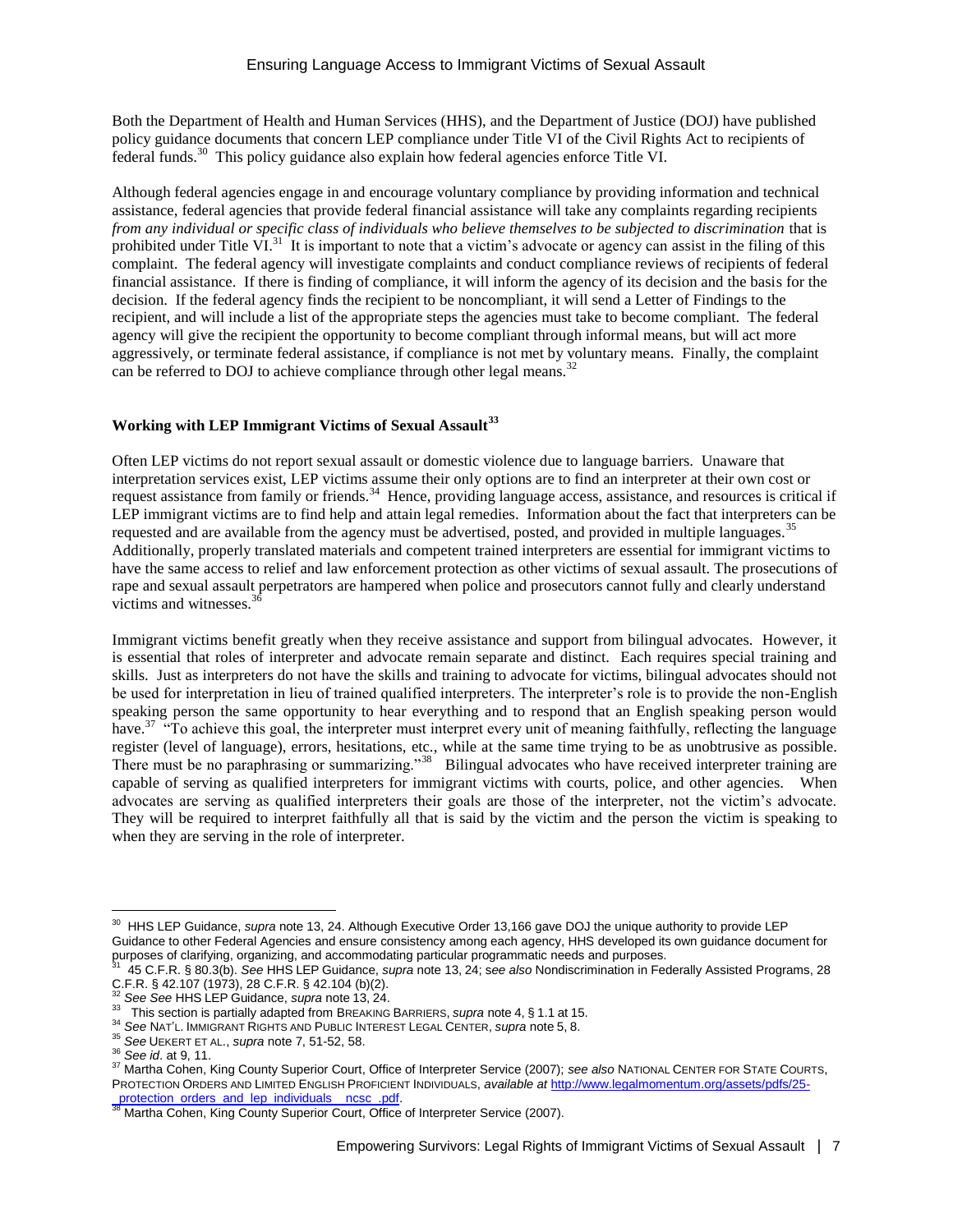Both the Department of Health and Human Services (HHS), and the Department of Justice (DOJ) have published policy guidance documents that concern LEP compliance under Title VI of the Civil Rights Act to recipients of federal funds.[30] This policy guidance also explain how federal agencies enforce Title VI.

Although federal agencies engage in and encourage voluntary compliance by providing information and technical assistance, federal agencies that provide federal financial assistance will take any complaints regarding recipients *from any individual or specific class of individuals who believe themselves to be subjected to discrimination* that is prohibited under Title VI.[31] It is important to note that a victim's advocate or agency can assist in the filing of this complaint. The federal agency will investigate complaints and conduct compliance reviews of recipients of federal financial assistance. If there is finding of compliance, it will inform the agency of its decision and the basis for the decision. If the federal agency finds the recipient to be noncompliant, it will send a Letter of Findings to the recipient, and will include a list of the appropriate steps the agencies must take to become compliant. The federal agency will give the recipient the opportunity to become compliant through informal means, but will act more aggressively, or terminate federal assistance, if compliance is not met by voluntary means. Finally, the complaint can be referred to DOJ to achieve compliance through other legal means.[32]

## Working with LEP Immigrant Victims of Sexual Assault[33]

Often LEP victims do not report sexual assault or domestic violence due to language barriers. Unaware that interpretation services exist, LEP victims assume their only options are to find an interpreter at their own cost or request assistance from family or friends.[34] Hence, providing language access, assistance, and resources is critical if LEP immigrant victims are to find help and attain legal remedies. Information about the fact that interpreters can be requested and are available from the agency must be advertised, posted, and provided in multiple languages.[35] Additionally, properly translated materials and competent trained interpreters are essential for immigrant victims to have the same access to relief and law enforcement protection as other victims of sexual assault. The prosecutions of rape and sexual assault perpetrators are hampered when police and prosecutors cannot fully and clearly understand victims and witnesses.[36]

Immigrant victims benefit greatly when they receive assistance and support from bilingual advocates. However, it is essential that roles of interpreter and advocate remain separate and distinct. Each requires special training and skills. Just as interpreters do not have the skills and training to advocate for victims, bilingual advocates should not be used for interpretation in lieu of trained qualified interpreters. The interpreter's role is to provide the non-English speaking person the same opportunity to hear everything and to respond that an English speaking person would have.[37] "To achieve this goal, the interpreter must interpret every unit of meaning faithfully, reflecting the language register (level of language), errors, hesitations, etc., while at the same time trying to be as unobtrusive as possible. There must be no paraphrasing or summarizing."[38] Bilingual advocates who have received interpreter training are capable of serving as qualified interpreters for immigrant victims with courts, police, and other agencies. When advocates are serving as qualified interpreters their goals are those of the interpreter, not the victim's advocate. They will be required to interpret faithfully all that is said by the victim and the person the victim is speaking to when they are serving in the role of interpreter.

---

[30] HHS LEP Guidance, *supra* note 13, 24. Although Executive Order 13,166 gave DOJ the unique authority to provide LEP Guidance to other Federal Agencies and ensure consistency among each agency, HHS developed its own guidance document for purposes of clarifying, organizing, and accommodating particular programmatic needs and purposes.

[31] 45 C.F.R. § 80.3(b). *See* HHS LEP Guidance, *supra* note 13, 24; s*ee also* Nondiscrimination in Federally Assisted Programs, 28 C.F.R. § 42.107 (1973), 28 C.F.R. § 42.104 (b)(2).

[32] *See See* HHS LEP Guidance, *supra* note 13, 24.

[33] This section is partially adapted from BREAKING BARRIERS, *supra* note 4, § 1.1 at 15.

[34] *See* NAT'L. IMMIGRANT RIGHTS AND PUBLIC INTEREST LEGAL CENTER, *supra* note 5, 8.

[35] *See* UEKERT ET AL., *supra* note 7, 51-52, 58.

[36] *See id*. at 9, 11.

[37] Martha Cohen, King County Superior Court, Office of Interpreter Service (2007); *see also* NATIONAL CENTER FOR STATE COURTS, PROTECTION ORDERS AND LIMITED ENGLISH PROFICIENT INDIVIDUALS, *available at* http://www.legalmomentum.org/assets/pdfs/25-_protection_orders_and_lep_individuals__ncsc_.pdf.

[38] Martha Cohen, King County Superior Court, Office of Interpreter Service (2007).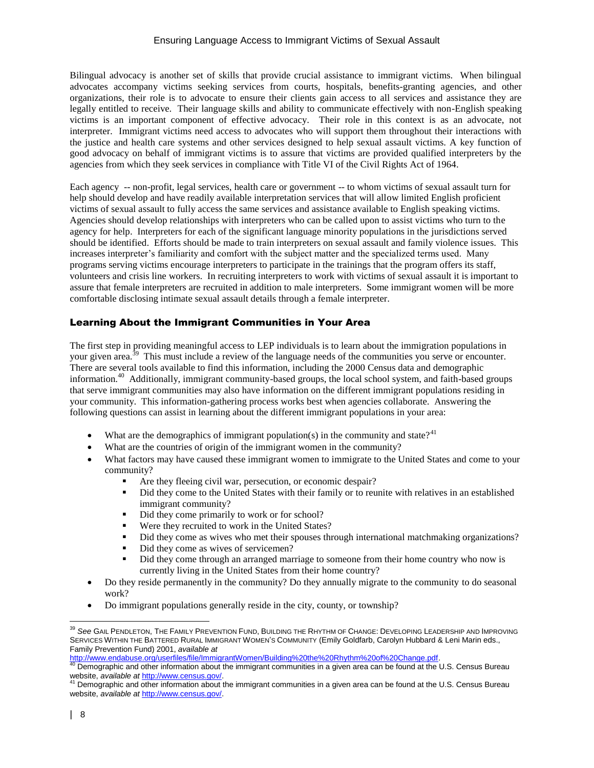Bilingual advocacy is another set of skills that provide crucial assistance to immigrant victims. When bilingual advocates accompany victims seeking services from courts, hospitals, benefits-granting agencies, and other organizations, their role is to advocate to ensure their clients gain access to all services and assistance they are legally entitled to receive. Their language skills and ability to communicate effectively with non-English speaking victims is an important component of effective advocacy. Their role in this context is as an advocate, not interpreter. Immigrant victims need access to advocates who will support them throughout their interactions with the justice and health care systems and other services designed to help sexual assault victims. A key function of good advocacy on behalf of immigrant victims is to assure that victims are provided qualified interpreters by the agencies from which they seek services in compliance with Title VI of the Civil Rights Act of 1964.

Each agency -- non-profit, legal services, health care or government -- to whom victims of sexual assault turn for help should develop and have readily available interpretation services that will allow limited English proficient victims of sexual assault to fully access the same services and assistance available to English speaking victims. Agencies should develop relationships with interpreters who can be called upon to assist victims who turn to the agency for help. Interpreters for each of the significant language minority populations in the jurisdictions served should be identified. Efforts should be made to train interpreters on sexual assault and family violence issues. This increases interpreter's familiarity and comfort with the subject matter and the specialized terms used. Many programs serving victims encourage interpreters to participate in the trainings that the program offers its staff, volunteers and crisis line workers. In recruiting interpreters to work with victims of sexual assault it is important to assure that female interpreters are recruited in addition to male interpreters. Some immigrant women will be more comfortable disclosing intimate sexual assault details through a female interpreter.

## Learning About the Immigrant Communities in Your Area

The first step in providing meaningful access to LEP individuals is to learn about the immigration populations in your given area.[39] This must include a review of the language needs of the communities you serve or encounter. There are several tools available to find this information, including the 2000 Census data and demographic information.[40] Additionally, immigrant community-based groups, the local school system, and faith-based groups that serve immigrant communities may also have information on the different immigrant populations residing in your community. This information-gathering process works best when agencies collaborate. Answering the following questions can assist in learning about the different immigrant populations in your area:

- What are the demographics of immigrant population(s) in the community and state?[41]
- What are the countries of origin of the immigrant women in the community?
- What factors may have caused these immigrant women to immigrate to the United States and come to your community?
  - Are they fleeing civil war, persecution, or economic despair?
  - Did they come to the United States with their family or to reunite with relatives in an established immigrant community?
  - Did they come primarily to work or for school?
  - Were they recruited to work in the United States?
  - Did they come as wives who met their spouses through international matchmaking organizations?
  - Did they come as wives of servicemen?
  - Did they come through an arranged marriage to someone from their home country who now is currently living in the United States from their home country?
- Do they reside permanently in the community? Do they annually migrate to the community to do seasonal work?
- Do immigrant populations generally reside in the city, county, or township?

---

[39] *See* GAIL PENDLETON, THE FAMILY PREVENTION FUND, BUILDING THE RHYTHM OF CHANGE: DEVELOPING LEADERSHIP AND IMPROVING SERVICES WITHIN THE BATTERED RURAL IMMIGRANT WOMEN'S COMMUNITY (Emily Goldfarb, Carolyn Hubbard & Leni Marin eds., Family Prevention Fund) 2001, *available at* http://www.endabuse.org/userfiles/file/ImmigrantWomen/Building%20the%20Rhythm%20of%20Change.pdf.

[40] Demographic and other information about the immigrant communities in a given area can be found at the U.S. Census Bureau website, *available at* http://www.census.gov/.

[41] Demographic and other information about the immigrant communities in a given area can be found at the U.S. Census Bureau website, *available at* http://www.census.gov/.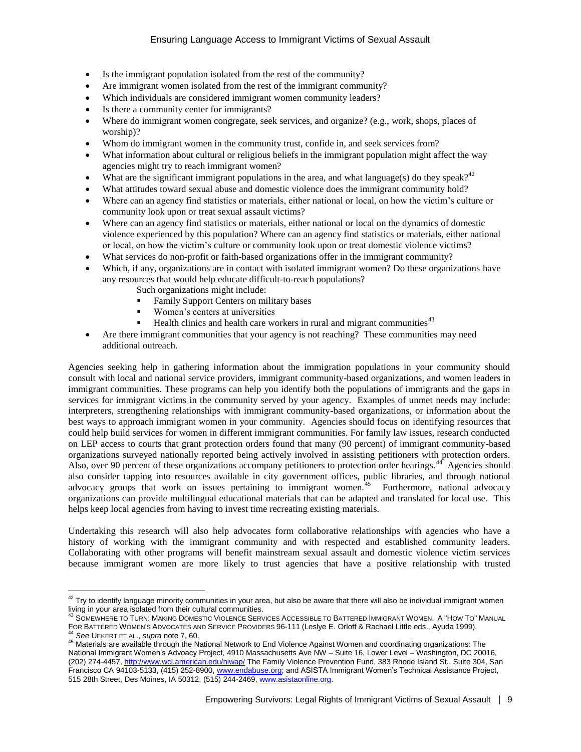- Is the immigrant population isolated from the rest of the community?
- Are immigrant women isolated from the rest of the immigrant community?
- Which individuals are considered immigrant women community leaders?
- Is there a community center for immigrants?
- Where do immigrant women congregate, seek services, and organize? (e.g., work, shops, places of worship)?
- Whom do immigrant women in the community trust, confide in, and seek services from?
- What information about cultural or religious beliefs in the immigrant population might affect the way agencies might try to reach immigrant women?
- What are the significant immigrant populations in the area, and what language(s) do they speak?[42]
- What attitudes toward sexual abuse and domestic violence does the immigrant community hold?
- Where can an agency find statistics or materials, either national or local, on how the victim's culture or community look upon or treat sexual assault victims?
- Where can an agency find statistics or materials, either national or local on the dynamics of domestic violence experienced by this population? Where can an agency find statistics or materials, either national or local, on how the victim's culture or community look upon or treat domestic violence victims?
- What services do non-profit or faith-based organizations offer in the immigrant community?
- Which, if any, organizations are in contact with isolated immigrant women? Do these organizations have any resources that would help educate difficult-to-reach populations?

  Such organizations might include:
  - Family Support Centers on military bases
  - Women's centers at universities
  - Health clinics and health care workers in rural and migrant communities[43]
- Are there immigrant communities that your agency is not reaching? These communities may need additional outreach.

Agencies seeking help in gathering information about the immigration populations in your community should consult with local and national service providers, immigrant community-based organizations, and women leaders in immigrant communities. These programs can help you identify both the populations of immigrants and the gaps in services for immigrant victims in the community served by your agency. Examples of unmet needs may include: interpreters, strengthening relationships with immigrant community-based organizations, or information about the best ways to approach immigrant women in your community. Agencies should focus on identifying resources that could help build services for women in different immigrant communities. For family law issues, research conducted on LEP access to courts that grant protection orders found that many (90 percent) of immigrant community-based organizations surveyed nationally reported being actively involved in assisting petitioners with protection orders. Also, over 90 percent of these organizations accompany petitioners to protection order hearings.[44] Agencies should also consider tapping into resources available in city government offices, public libraries, and through national advocacy groups that work on issues pertaining to immigrant women.[45] Furthermore, national advocacy organizations can provide multilingual educational materials that can be adapted and translated for local use. This helps keep local agencies from having to invest time recreating existing materials.

Undertaking this research will also help advocates form collaborative relationships with agencies who have a history of working with the immigrant community and with respected and established community leaders. Collaborating with other programs will benefit mainstream sexual assault and domestic violence victim services because immigrant women are more likely to trust agencies that have a positive relationship with trusted

---

[42] Try to identify language minority communities in your area, but also be aware that there will also be individual immigrant women living in your area isolated from their cultural communities.

[43] SOMEWHERE TO TURN: MAKING DOMESTIC VIOLENCE SERVICES ACCESSIBLE TO BATTERED IMMIGRANT WOMEN. A "HOW TO" MANUAL FOR BATTERED WOMEN'S ADVOCATES AND SERVICE PROVIDERS 96-111 (Leslye E. Orloff & Rachael Little eds., Ayuda 1999).

[44] *See* UEKERT ET AL., *supra* note 7, 60.

[45] Materials are available through the National Network to End Violence Against Women and coordinating organizations: The National Immigrant Women's Advoacy Project, 4910 Massachusetts Ave NW – Suite 16, Lower Level – Washington, DC 20016, (202) 274-4457, http://www.wcl.american.edu/niwap/ The Family Violence Prevention Fund, 383 Rhode Island St., Suite 304, San Francisco CA 94103-5133, (415) 252-8900, www.endabuse.org; and ASISTA Immigrant Women's Technical Assistance Project, 515 28th Street, Des Moines, IA 50312, (515) 244-2469, www.asistaonline.org.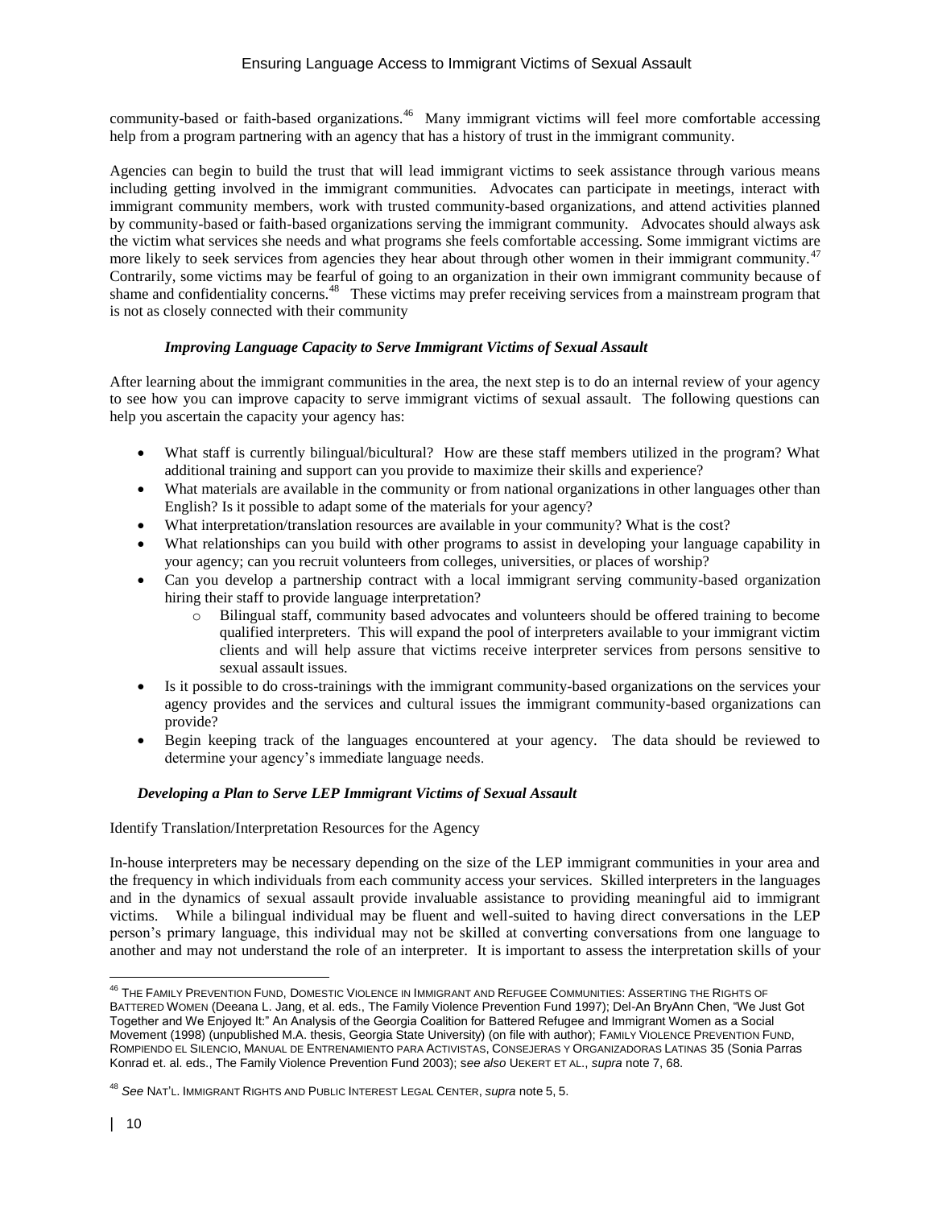community-based or faith-based organizations.[46] Many immigrant victims will feel more comfortable accessing help from a program partnering with an agency that has a history of trust in the immigrant community.

Agencies can begin to build the trust that will lead immigrant victims to seek assistance through various means including getting involved in the immigrant communities. Advocates can participate in meetings, interact with immigrant community members, work with trusted community-based organizations, and attend activities planned by community-based or faith-based organizations serving the immigrant community. Advocates should always ask the victim what services she needs and what programs she feels comfortable accessing. Some immigrant victims are more likely to seek services from agencies they hear about through other women in their immigrant community.[47] Contrarily, some victims may be fearful of going to an organization in their own immigrant community because of shame and confidentiality concerns.[48] These victims may prefer receiving services from a mainstream program that is not as closely connected with their community

#### *Improving Language Capacity to Serve Immigrant Victims of Sexual Assault*

After learning about the immigrant communities in the area, the next step is to do an internal review of your agency to see how you can improve capacity to serve immigrant victims of sexual assault. The following questions can help you ascertain the capacity your agency has:

- What staff is currently bilingual/bicultural? How are these staff members utilized in the program? What additional training and support can you provide to maximize their skills and experience?
- What materials are available in the community or from national organizations in other languages other than English? Is it possible to adapt some of the materials for your agency?
- What interpretation/translation resources are available in your community? What is the cost?
- What relationships can you build with other programs to assist in developing your language capability in your agency; can you recruit volunteers from colleges, universities, or places of worship?
- Can you develop a partnership contract with a local immigrant serving community-based organization hiring their staff to provide language interpretation?
  - Bilingual staff, community based advocates and volunteers should be offered training to become qualified interpreters. This will expand the pool of interpreters available to your immigrant victim clients and will help assure that victims receive interpreter services from persons sensitive to sexual assault issues.
- Is it possible to do cross-trainings with the immigrant community-based organizations on the services your agency provides and the services and cultural issues the immigrant community-based organizations can provide?
- Begin keeping track of the languages encountered at your agency. The data should be reviewed to determine your agency's immediate language needs.

#### *Developing a Plan to Serve LEP Immigrant Victims of Sexual Assault*

Identify Translation/Interpretation Resources for the Agency

In-house interpreters may be necessary depending on the size of the LEP immigrant communities in your area and the frequency in which individuals from each community access your services. Skilled interpreters in the languages and in the dynamics of sexual assault provide invaluable assistance to providing meaningful aid to immigrant victims. While a bilingual individual may be fluent and well-suited to having direct conversations in the LEP person's primary language, this individual may not be skilled at converting conversations from one language to another and may not understand the role of an interpreter. It is important to assess the interpretation skills of your

---

[46] THE FAMILY PREVENTION FUND, DOMESTIC VIOLENCE IN IMMIGRANT AND REFUGEE COMMUNITIES: ASSERTING THE RIGHTS OF BATTERED WOMEN (Deeana L. Jang, et al. eds., The Family Violence Prevention Fund 1997); Del-An BryAnn Chen, "We Just Got Together and We Enjoyed It:" An Analysis of the Georgia Coalition for Battered Refugee and Immigrant Women as a Social Movement (1998) (unpublished M.A. thesis, Georgia State University) (on file with author); FAMILY VIOLENCE PREVENTION FUND, ROMPIENDO EL SILENCIO, MANUAL DE ENTRENAMIENTO PARA ACTIVISTAS, CONSEJERAS Y ORGANIZADORAS LATINAS 35 (Sonia Parras Konrad et. al. eds., The Family Violence Prevention Fund 2003); *see also* UEKERT ET AL., *supra* note 7, 68.

[48] *See* NAT'L. IMMIGRANT RIGHTS AND PUBLIC INTEREST LEGAL CENTER, *supra* note 5, 5.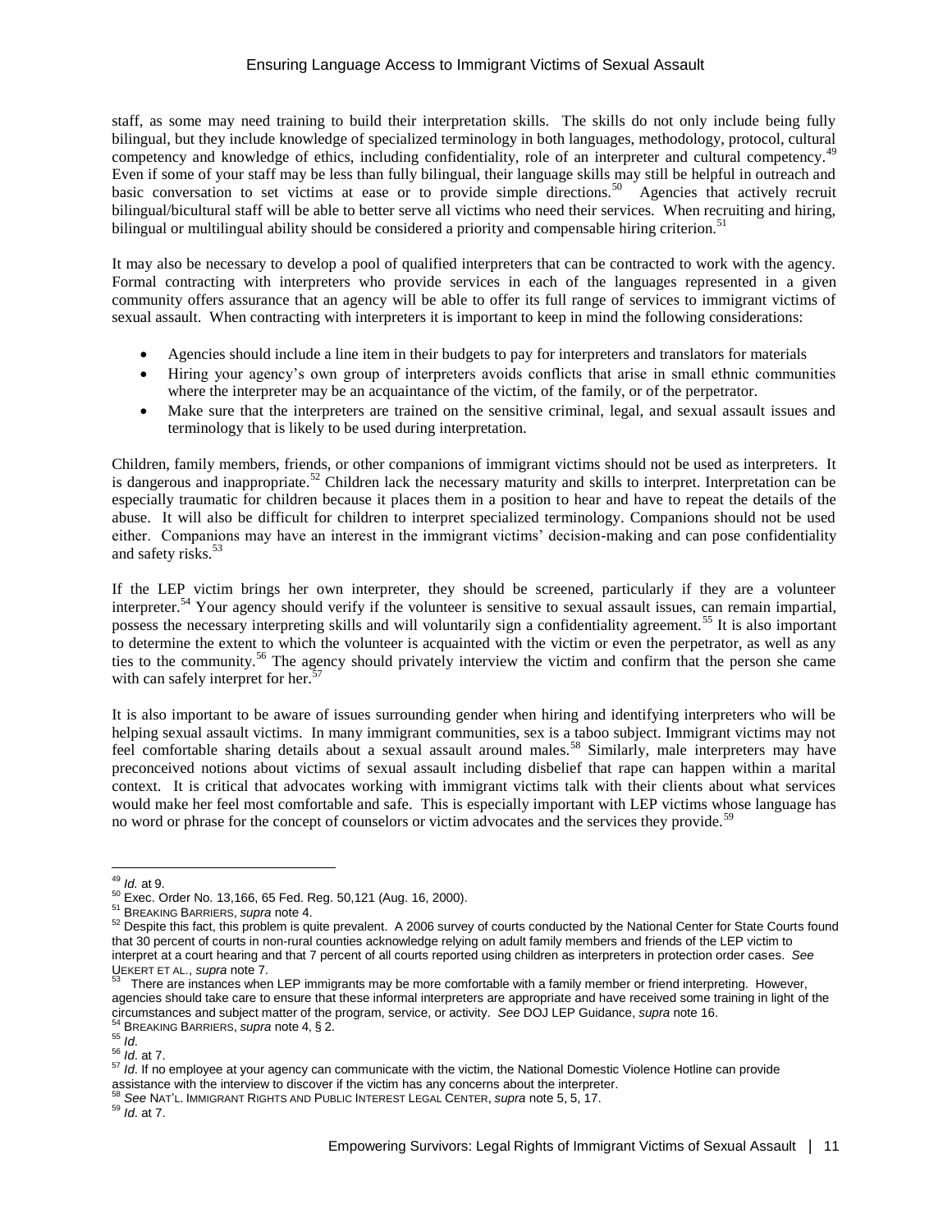staff, as some may need training to build their interpretation skills. The skills do not only include being fully bilingual, but they include knowledge of specialized terminology in both languages, methodology, protocol, cultural competency and knowledge of ethics, including confidentiality, role of an interpreter and cultural competency.[49] Even if some of your staff may be less than fully bilingual, their language skills may still be helpful in outreach and basic conversation to set victims at ease or to provide simple directions.[50] Agencies that actively recruit bilingual/bicultural staff will be able to better serve all victims who need their services. When recruiting and hiring, bilingual or multilingual ability should be considered a priority and compensable hiring criterion.[51]

It may also be necessary to develop a pool of qualified interpreters that can be contracted to work with the agency. Formal contracting with interpreters who provide services in each of the languages represented in a given community offers assurance that an agency will be able to offer its full range of services to immigrant victims of sexual assault. When contracting with interpreters it is important to keep in mind the following considerations:

- Agencies should include a line item in their budgets to pay for interpreters and translators for materials
- Hiring your agency's own group of interpreters avoids conflicts that arise in small ethnic communities where the interpreter may be an acquaintance of the victim, of the family, or of the perpetrator.
- Make sure that the interpreters are trained on the sensitive criminal, legal, and sexual assault issues and terminology that is likely to be used during interpretation.

Children, family members, friends, or other companions of immigrant victims should not be used as interpreters. It is dangerous and inappropriate.[52] Children lack the necessary maturity and skills to interpret. Interpretation can be especially traumatic for children because it places them in a position to hear and have to repeat the details of the abuse. It will also be difficult for children to interpret specialized terminology. Companions should not be used either. Companions may have an interest in the immigrant victims' decision-making and can pose confidentiality and safety risks.[53]

If the LEP victim brings her own interpreter, they should be screened, particularly if they are a volunteer interpreter.[54] Your agency should verify if the volunteer is sensitive to sexual assault issues, can remain impartial, possess the necessary interpreting skills and will voluntarily sign a confidentiality agreement.[55] It is also important to determine the extent to which the volunteer is acquainted with the victim or even the perpetrator, as well as any ties to the community.[56] The agency should privately interview the victim and confirm that the person she came with can safely interpret for her.[57]

It is also important to be aware of issues surrounding gender when hiring and identifying interpreters who will be helping sexual assault victims. In many immigrant communities, sex is a taboo subject. Immigrant victims may not feel comfortable sharing details about a sexual assault around males.[58] Similarly, male interpreters may have preconceived notions about victims of sexual assault including disbelief that rape can happen within a marital context. It is critical that advocates working with immigrant victims talk with their clients about what services would make her feel most comfortable and safe. This is especially important with LEP victims whose language has no word or phrase for the concept of counselors or victim advocates and the services they provide.[59]

---

[49] *Id.* at 9.

[50] Exec. Order No. 13,166, 65 Fed. Reg. 50,121 (Aug. 16, 2000).

[51] BREAKING BARRIERS, *supra* note 4.

[52] Despite this fact, this problem is quite prevalent. A 2006 survey of courts conducted by the National Center for State Courts found that 30 percent of courts in non-rural counties acknowledge relying on adult family members and friends of the LEP victim to interpret at a court hearing and that 7 percent of all courts reported using children as interpreters in protection order cases. *See* UEKERT ET AL., *supra* note 7.

[53] There are instances when LEP immigrants may be more comfortable with a family member or friend interpreting. However, agencies should take care to ensure that these informal interpreters are appropriate and have received some training in light of the circumstances and subject matter of the program, service, or activity. *See* DOJ LEP Guidance, *supra* note 16.

[54] BREAKING BARRIERS, *supra* note 4, § 2.

[55] *Id.*

[56] *Id.* at 7.

[57] *Id.* If no employee at your agency can communicate with the victim, the National Domestic Violence Hotline can provide assistance with the interview to discover if the victim has any concerns about the interpreter.

[58] *See* NAT'L. IMMIGRANT RIGHTS AND PUBLIC INTEREST LEGAL CENTER, *supra* note 5, 5, 17.

[59] *Id.* at 7.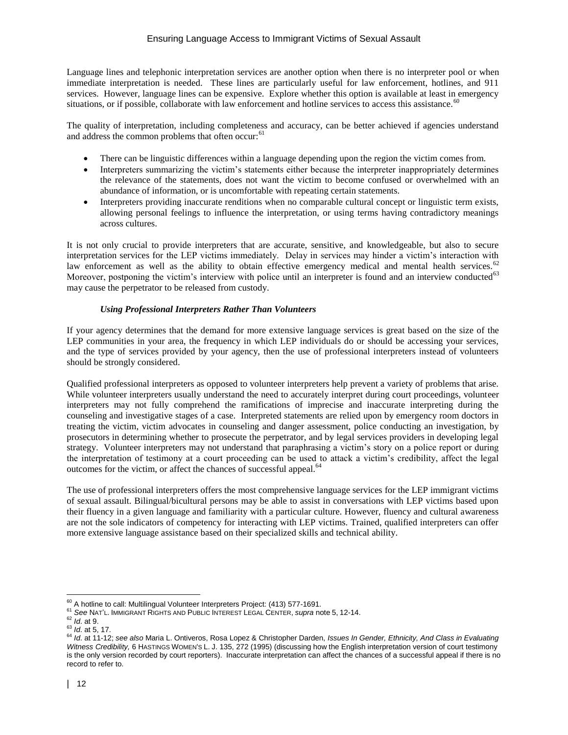Language lines and telephonic interpretation services are another option when there is no interpreter pool or when immediate interpretation is needed. These lines are particularly useful for law enforcement, hotlines, and 911 services. However, language lines can be expensive. Explore whether this option is available at least in emergency situations, or if possible, collaborate with law enforcement and hotline services to access this assistance.[60]

The quality of interpretation, including completeness and accuracy, can be better achieved if agencies understand and address the common problems that often occur:[61]

- There can be linguistic differences within a language depending upon the region the victim comes from.
- Interpreters summarizing the victim's statements either because the interpreter inappropriately determines the relevance of the statements, does not want the victim to become confused or overwhelmed with an abundance of information, or is uncomfortable with repeating certain statements.
- Interpreters providing inaccurate renditions when no comparable cultural concept or linguistic term exists, allowing personal feelings to influence the interpretation, or using terms having contradictory meanings across cultures.

It is not only crucial to provide interpreters that are accurate, sensitive, and knowledgeable, but also to secure interpretation services for the LEP victims immediately. Delay in services may hinder a victim's interaction with law enforcement as well as the ability to obtain effective emergency medical and mental health services.[62] Moreover, postponing the victim's interview with police until an interpreter is found and an interview conducted[63] may cause the perpetrator to be released from custody.

#### *Using Professional Interpreters Rather Than Volunteers*

If your agency determines that the demand for more extensive language services is great based on the size of the LEP communities in your area, the frequency in which LEP individuals do or should be accessing your services, and the type of services provided by your agency, then the use of professional interpreters instead of volunteers should be strongly considered.

Qualified professional interpreters as opposed to volunteer interpreters help prevent a variety of problems that arise. While volunteer interpreters usually understand the need to accurately interpret during court proceedings, volunteer interpreters may not fully comprehend the ramifications of imprecise and inaccurate interpreting during the counseling and investigative stages of a case. Interpreted statements are relied upon by emergency room doctors in treating the victim, victim advocates in counseling and danger assessment, police conducting an investigation, by prosecutors in determining whether to prosecute the perpetrator, and by legal services providers in developing legal strategy. Volunteer interpreters may not understand that paraphrasing a victim's story on a police report or during the interpretation of testimony at a court proceeding can be used to attack a victim's credibility, affect the legal outcomes for the victim, or affect the chances of successful appeal.[64]

The use of professional interpreters offers the most comprehensive language services for the LEP immigrant victims of sexual assault. Bilingual/bicultural persons may be able to assist in conversations with LEP victims based upon their fluency in a given language and familiarity with a particular culture. However, fluency and cultural awareness are not the sole indicators of competency for interacting with LEP victims. Trained, qualified interpreters can offer more extensive language assistance based on their specialized skills and technical ability.

---

[60] A hotline to call: Multilingual Volunteer Interpreters Project: (413) 577-1691.

[61] *See* NAT'L. IMMIGRANT RIGHTS AND PUBLIC INTEREST LEGAL CENTER, *supra* note 5, 12-14.

[62] *Id*. at 9.

[63] *Id*. at 5, 17.

[64] *Id*. at 11-12; *see also* Maria L. Ontiveros, Rosa Lopez & Christopher Darden, *Issues In Gender, Ethnicity, And Class in Evaluating Witness Credibility,* 6 HASTINGS WOMEN'S L. J. 135, 272 (1995) (discussing how the English interpretation version of court testimony is the only version recorded by court reporters). Inaccurate interpretation can affect the chances of a successful appeal if there is no record to refer to.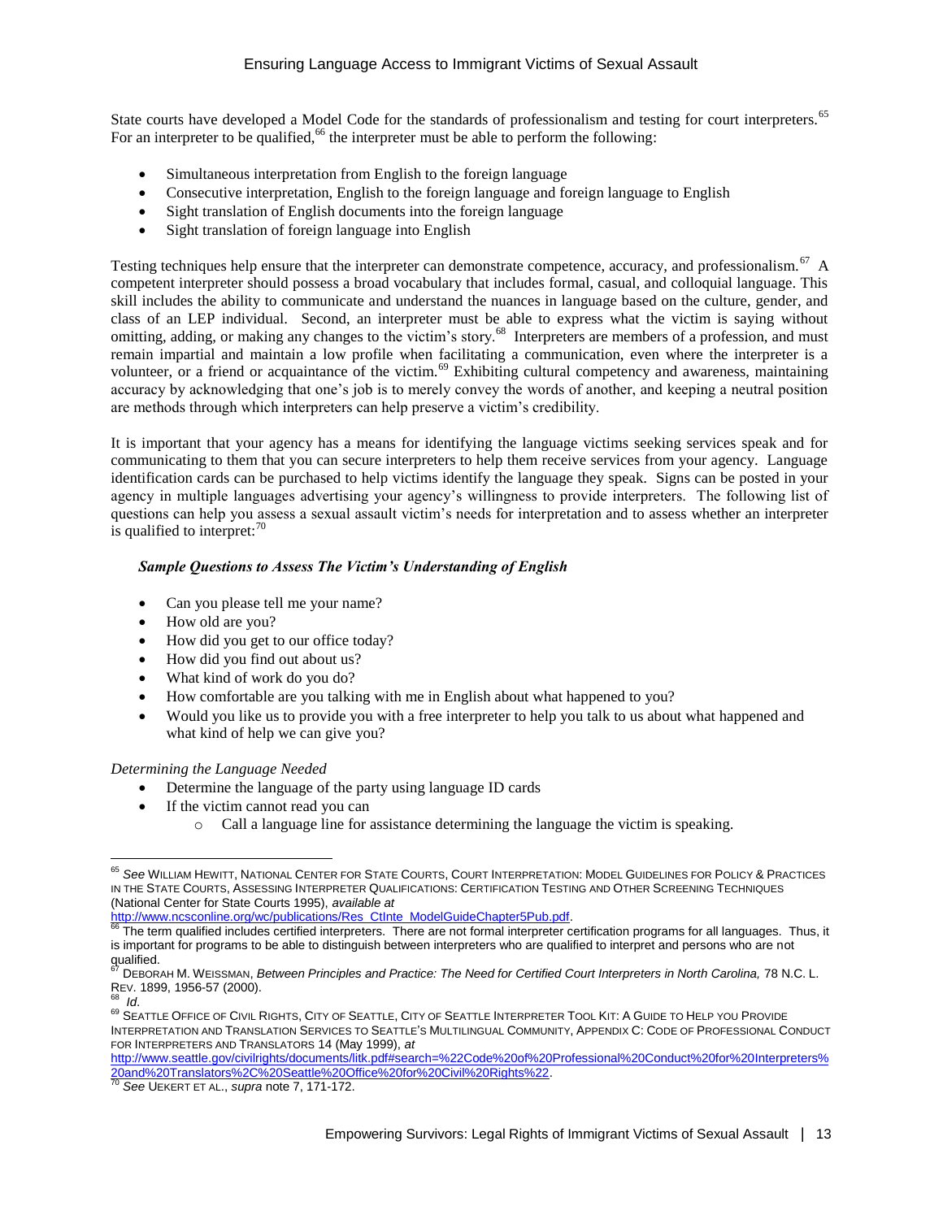State courts have developed a Model Code for the standards of professionalism and testing for court interpreters.[65] For an interpreter to be qualified,[66] the interpreter must be able to perform the following:

- Simultaneous interpretation from English to the foreign language
- Consecutive interpretation, English to the foreign language and foreign language to English
- Sight translation of English documents into the foreign language
- Sight translation of foreign language into English

Testing techniques help ensure that the interpreter can demonstrate competence, accuracy, and professionalism.[67] A competent interpreter should possess a broad vocabulary that includes formal, casual, and colloquial language. This skill includes the ability to communicate and understand the nuances in language based on the culture, gender, and class of an LEP individual. Second, an interpreter must be able to express what the victim is saying without omitting, adding, or making any changes to the victim's story.[68] Interpreters are members of a profession, and must remain impartial and maintain a low profile when facilitating a communication, even where the interpreter is a volunteer, or a friend or acquaintance of the victim.[69] Exhibiting cultural competency and awareness, maintaining accuracy by acknowledging that one's job is to merely convey the words of another, and keeping a neutral position are methods through which interpreters can help preserve a victim's credibility.

It is important that your agency has a means for identifying the language victims seeking services speak and for communicating to them that you can secure interpreters to help them receive services from your agency. Language identification cards can be purchased to help victims identify the language they speak. Signs can be posted in your agency in multiple languages advertising your agency's willingness to provide interpreters. The following list of questions can help you assess a sexual assault victim's needs for interpretation and to assess whether an interpreter is qualified to interpret:[70]

***Sample Questions to Assess The Victim's Understanding of English***

- Can you please tell me your name?
- How old are you?
- How did you get to our office today?
- How did you find out about us?
- What kind of work do you do?
- How comfortable are you talking with me in English about what happened to you?
- Would you like us to provide you with a free interpreter to help you talk to us about what happened and what kind of help we can give you?

*Determining the Language Needed*

- Determine the language of the party using language ID cards
- If the victim cannot read you can
  - Call a language line for assistance determining the language the victim is speaking.

---

[65] *See* WILLIAM HEWITT, NATIONAL CENTER FOR STATE COURTS, COURT INTERPRETATION: MODEL GUIDELINES FOR POLICY & PRACTICES IN THE STATE COURTS, ASSESSING INTERPRETER QUALIFICATIONS: CERTIFICATION TESTING AND OTHER SCREENING TECHNIQUES (National Center for State Courts 1995), *available at* http://www.ncsconline.org/wc/publications/Res_CtInte_ModelGuideChapter5Pub.pdf.

[66] The term qualified includes certified interpreters. There are not formal interpreter certification programs for all languages. Thus, it is important for programs to be able to distinguish between interpreters who are qualified to interpret and persons who are not qualified.

[67] DEBORAH M. WEISSMAN, *Between Principles and Practice: The Need for Certified Court Interpreters in North Carolina,* 78 N.C. L. REV. 1899, 1956-57 (2000).

[68] *Id*.

[69] SEATTLE OFFICE OF CIVIL RIGHTS, CITY OF SEATTLE, CITY OF SEATTLE INTERPRETER TOOL KIT: A GUIDE TO HELP YOU PROVIDE INTERPRETATION AND TRANSLATION SERVICES TO SEATTLE'S MULTILINGUAL COMMUNITY, APPENDIX C: CODE OF PROFESSIONAL CONDUCT FOR INTERPRETERS AND TRANSLATORS 14 (May 1999), *at* http://www.seattle.gov/civilrights/documents/litk.pdf#search=%22Code%20of%20Professional%20Conduct%20for%20Interpreters%20and%20Translators%2C%20Seattle%20Office%20for%20Civil%20Rights%22.

[70] *See* UEKERT ET AL., *supra* note 7, 171-172.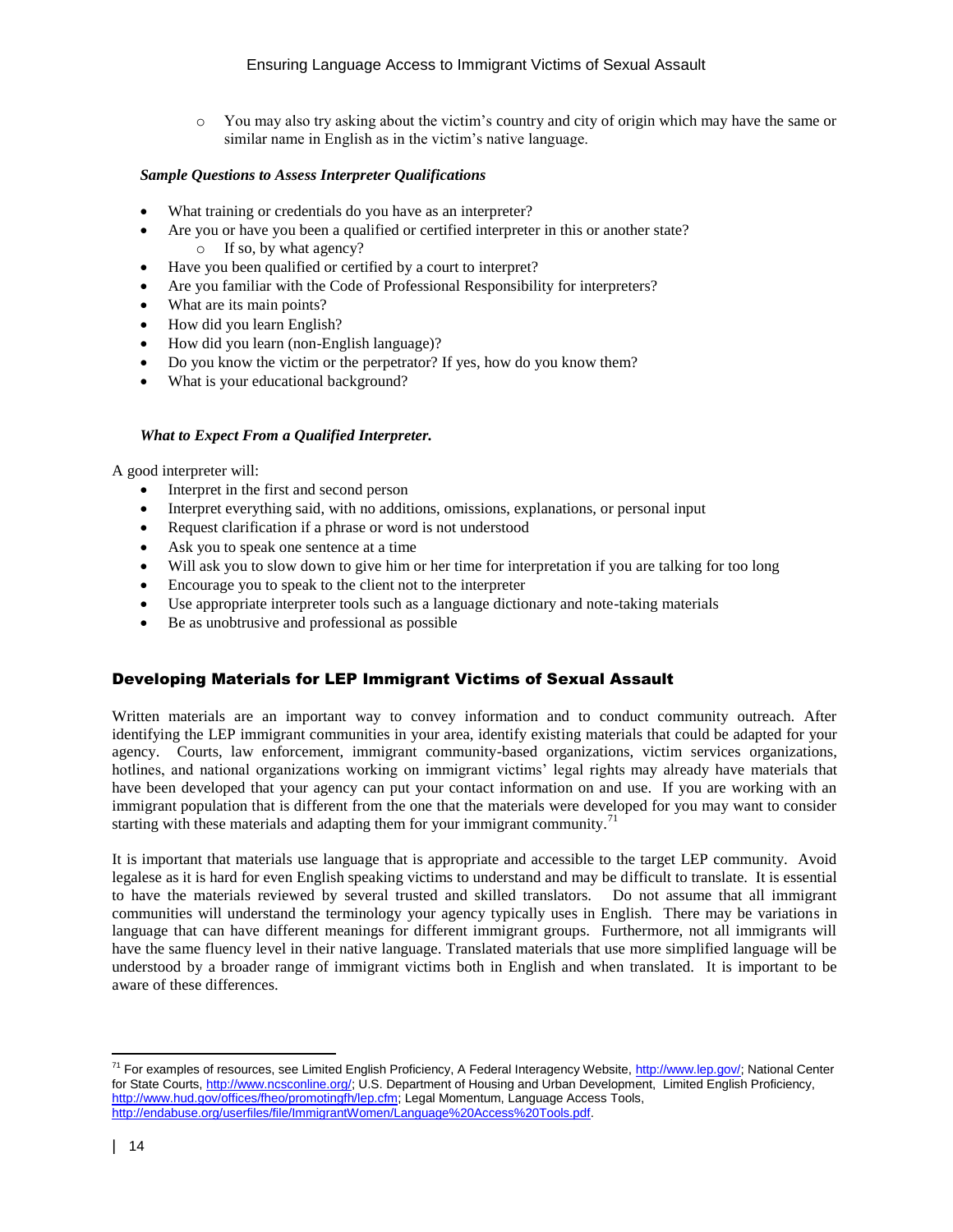- You may also try asking about the victim's country and city of origin which may have the same or similar name in English as in the victim's native language.

***Sample Questions to Assess Interpreter Qualifications***

- What training or credentials do you have as an interpreter?
- Are you or have you been a qualified or certified interpreter in this or another state?
  - If so, by what agency?
- Have you been qualified or certified by a court to interpret?
- Are you familiar with the Code of Professional Responsibility for interpreters?
- What are its main points?
- How did you learn English?
- How did you learn (non-English language)?
- Do you know the victim or the perpetrator? If yes, how do you know them?
- What is your educational background?

***What to Expect From a Qualified Interpreter.***

A good interpreter will:

- Interpret in the first and second person
- Interpret everything said, with no additions, omissions, explanations, or personal input
- Request clarification if a phrase or word is not understood
- Ask you to speak one sentence at a time
- Will ask you to slow down to give him or her time for interpretation if you are talking for too long
- Encourage you to speak to the client not to the interpreter
- Use appropriate interpreter tools such as a language dictionary and note-taking materials
- Be as unobtrusive and professional as possible

## Developing Materials for LEP Immigrant Victims of Sexual Assault

Written materials are an important way to convey information and to conduct community outreach. After identifying the LEP immigrant communities in your area, identify existing materials that could be adapted for your agency. Courts, law enforcement, immigrant community-based organizations, victim services organizations, hotlines, and national organizations working on immigrant victims' legal rights may already have materials that have been developed that your agency can put your contact information on and use. If you are working with an immigrant population that is different from the one that the materials were developed for you may want to consider starting with these materials and adapting them for your immigrant community.[71]

It is important that materials use language that is appropriate and accessible to the target LEP community. Avoid legalese as it is hard for even English speaking victims to understand and may be difficult to translate. It is essential to have the materials reviewed by several trusted and skilled translators. Do not assume that all immigrant communities will understand the terminology your agency typically uses in English. There may be variations in language that can have different meanings for different immigrant groups. Furthermore, not all immigrants will have the same fluency level in their native language. Translated materials that use more simplified language will be understood by a broader range of immigrant victims both in English and when translated. It is important to be aware of these differences.

---

[71] For examples of resources, see Limited English Proficiency, A Federal Interagency Website, http://www.lep.gov/; National Center for State Courts, http://www.ncsconline.org/; U.S. Department of Housing and Urban Development, Limited English Proficiency, http://www.hud.gov/offices/fheo/promotingfh/lep.cfm; Legal Momentum, Language Access Tools, http://endabuse.org/userfiles/file/ImmigrantWomen/Language%20Access%20Tools.pdf.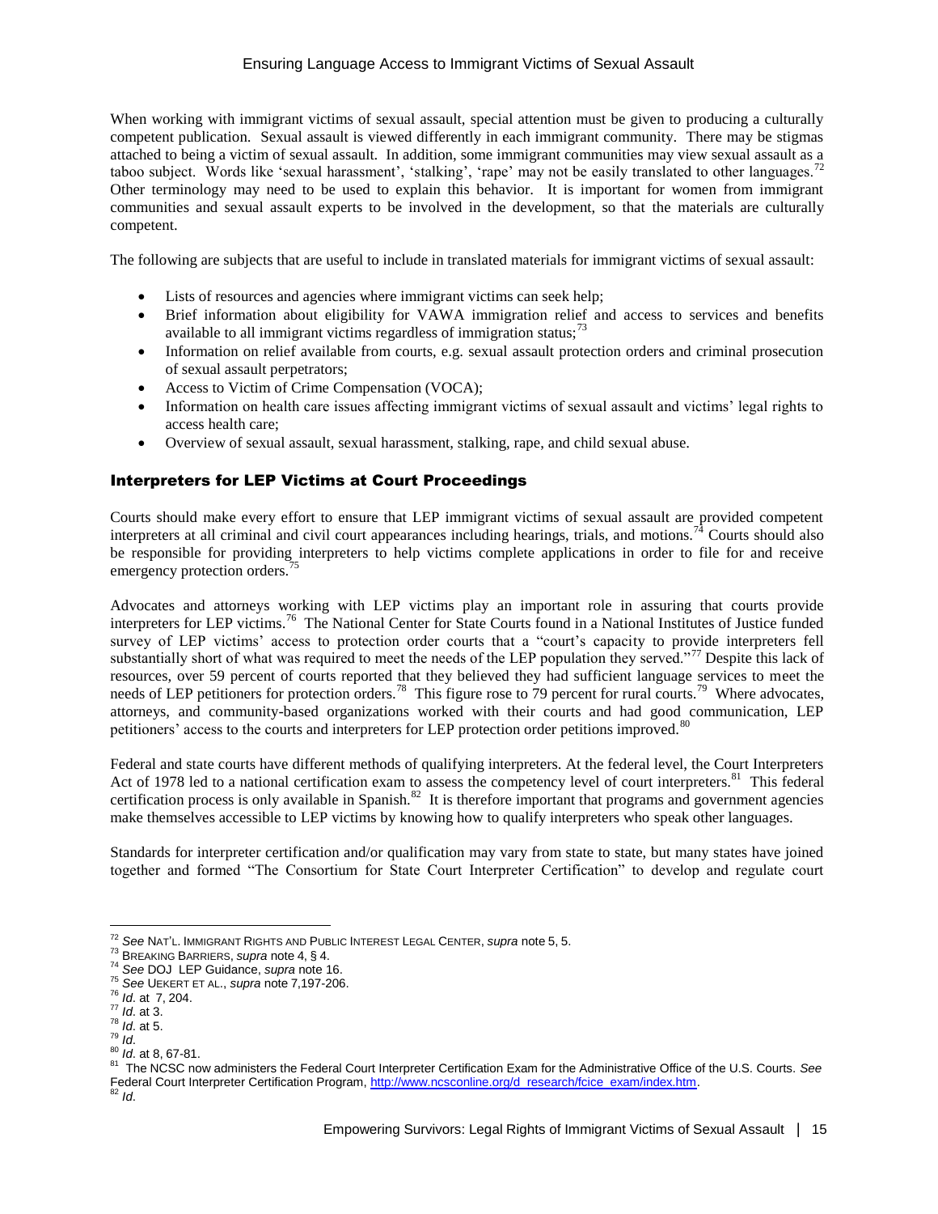When working with immigrant victims of sexual assault, special attention must be given to producing a culturally competent publication. Sexual assault is viewed differently in each immigrant community. There may be stigmas attached to being a victim of sexual assault. In addition, some immigrant communities may view sexual assault as a taboo subject. Words like 'sexual harassment', 'stalking', 'rape' may not be easily translated to other languages.[72] Other terminology may need to be used to explain this behavior. It is important for women from immigrant communities and sexual assault experts to be involved in the development, so that the materials are culturally competent.

The following are subjects that are useful to include in translated materials for immigrant victims of sexual assault:

- Lists of resources and agencies where immigrant victims can seek help;
- Brief information about eligibility for VAWA immigration relief and access to services and benefits available to all immigrant victims regardless of immigration status;[73]
- Information on relief available from courts, e.g. sexual assault protection orders and criminal prosecution of sexual assault perpetrators;
- Access to Victim of Crime Compensation (VOCA);
- Information on health care issues affecting immigrant victims of sexual assault and victims' legal rights to access health care;
- Overview of sexual assault, sexual harassment, stalking, rape, and child sexual abuse.

### Interpreters for LEP Victims at Court Proceedings

Courts should make every effort to ensure that LEP immigrant victims of sexual assault are provided competent interpreters at all criminal and civil court appearances including hearings, trials, and motions.[74] Courts should also be responsible for providing interpreters to help victims complete applications in order to file for and receive emergency protection orders.[75]

Advocates and attorneys working with LEP victims play an important role in assuring that courts provide interpreters for LEP victims.[76] The National Center for State Courts found in a National Institutes of Justice funded survey of LEP victims' access to protection order courts that a "court's capacity to provide interpreters fell substantially short of what was required to meet the needs of the LEP population they served."[77] Despite this lack of resources, over 59 percent of courts reported that they believed they had sufficient language services to meet the needs of LEP petitioners for protection orders.[78] This figure rose to 79 percent for rural courts.[79] Where advocates, attorneys, and community-based organizations worked with their courts and had good communication, LEP petitioners' access to the courts and interpreters for LEP protection order petitions improved.[80]

Federal and state courts have different methods of qualifying interpreters. At the federal level, the Court Interpreters Act of 1978 led to a national certification exam to assess the competency level of court interpreters.[81] This federal certification process is only available in Spanish.[82] It is therefore important that programs and government agencies make themselves accessible to LEP victims by knowing how to qualify interpreters who speak other languages.

Standards for interpreter certification and/or qualification may vary from state to state, but many states have joined together and formed "The Consortium for State Court Interpreter Certification" to develop and regulate court

---

[72] *See* NAT'L. IMMIGRANT RIGHTS AND PUBLIC INTEREST LEGAL CENTER, *supra* note 5, 5.
[73] BREAKING BARRIERS, *supra* note 4, § 4.
[74] *See* DOJ LEP Guidance, *supra* note 16.
[75] *See* UEKERT ET AL., *supra* note 7,197-206.
[76] *Id.* at 7, 204.
[77] *Id.* at 3.
[78] *Id.* at 5.
[79] *Id.*
[80] *Id.* at 8, 67-81.
[81] The NCSC now administers the Federal Court Interpreter Certification Exam for the Administrative Office of the U.S. Courts. *See* Federal Court Interpreter Certification Program, http://www.ncsconline.org/d_research/fcice_exam/index.htm.
[82] *Id.*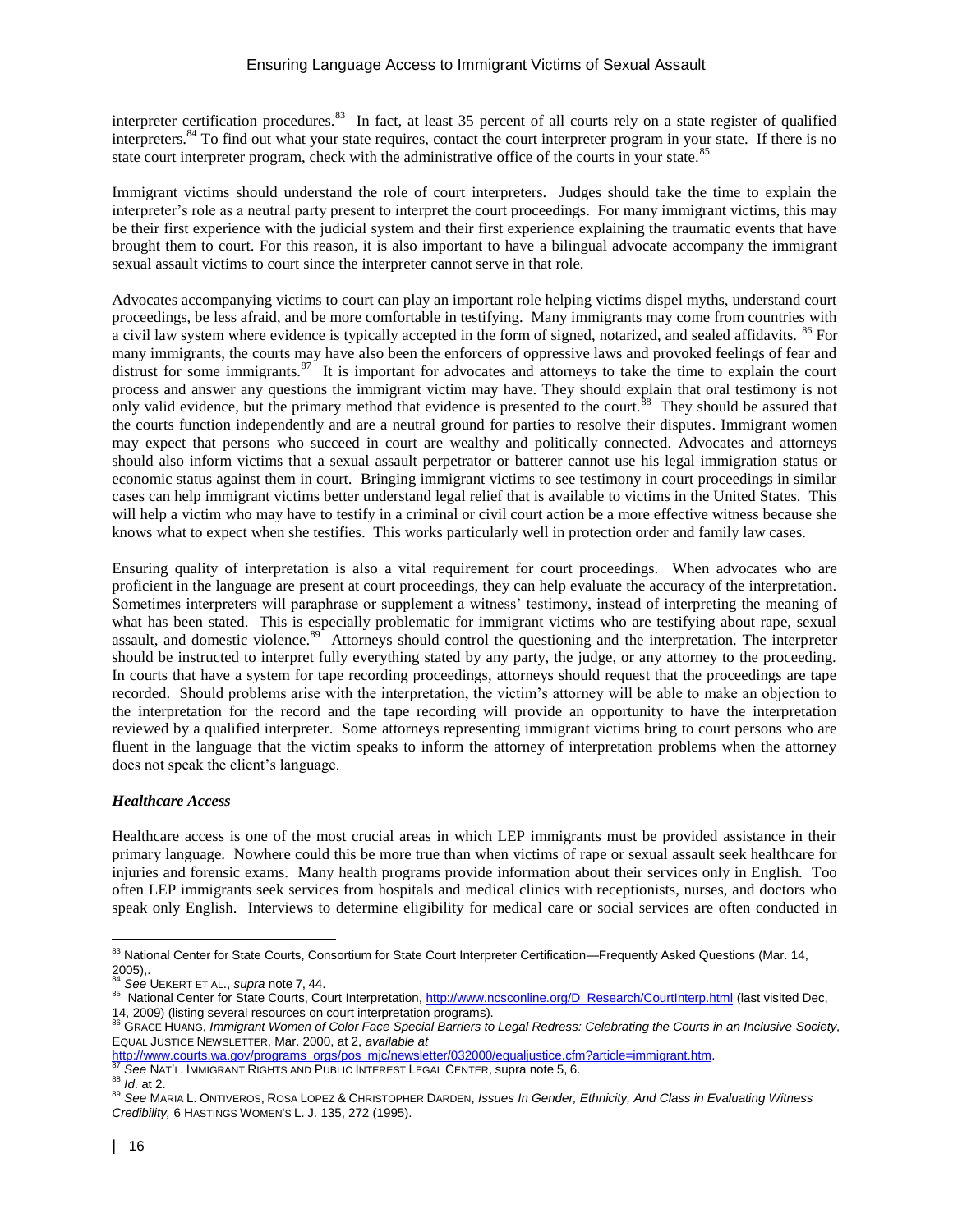interpreter certification procedures.[83] In fact, at least 35 percent of all courts rely on a state register of qualified interpreters.[84] To find out what your state requires, contact the court interpreter program in your state. If there is no state court interpreter program, check with the administrative office of the courts in your state.[85]

Immigrant victims should understand the role of court interpreters. Judges should take the time to explain the interpreter's role as a neutral party present to interpret the court proceedings. For many immigrant victims, this may be their first experience with the judicial system and their first experience explaining the traumatic events that have brought them to court. For this reason, it is also important to have a bilingual advocate accompany the immigrant sexual assault victims to court since the interpreter cannot serve in that role.

Advocates accompanying victims to court can play an important role helping victims dispel myths, understand court proceedings, be less afraid, and be more comfortable in testifying. Many immigrants may come from countries with a civil law system where evidence is typically accepted in the form of signed, notarized, and sealed affidavits. [86] For many immigrants, the courts may have also been the enforcers of oppressive laws and provoked feelings of fear and distrust for some immigrants.[87] It is important for advocates and attorneys to take the time to explain the court process and answer any questions the immigrant victim may have. They should explain that oral testimony is not only valid evidence, but the primary method that evidence is presented to the court.[88] They should be assured that the courts function independently and are a neutral ground for parties to resolve their disputes. Immigrant women may expect that persons who succeed in court are wealthy and politically connected. Advocates and attorneys should also inform victims that a sexual assault perpetrator or batterer cannot use his legal immigration status or economic status against them in court. Bringing immigrant victims to see testimony in court proceedings in similar cases can help immigrant victims better understand legal relief that is available to victims in the United States. This will help a victim who may have to testify in a criminal or civil court action be a more effective witness because she knows what to expect when she testifies. This works particularly well in protection order and family law cases.

Ensuring quality of interpretation is also a vital requirement for court proceedings. When advocates who are proficient in the language are present at court proceedings, they can help evaluate the accuracy of the interpretation. Sometimes interpreters will paraphrase or supplement a witness' testimony, instead of interpreting the meaning of what has been stated. This is especially problematic for immigrant victims who are testifying about rape, sexual assault, and domestic violence.[89] Attorneys should control the questioning and the interpretation. The interpreter should be instructed to interpret fully everything stated by any party, the judge, or any attorney to the proceeding. In courts that have a system for tape recording proceedings, attorneys should request that the proceedings are tape recorded. Should problems arise with the interpretation, the victim's attorney will be able to make an objection to the interpretation for the record and the tape recording will provide an opportunity to have the interpretation reviewed by a qualified interpreter. Some attorneys representing immigrant victims bring to court persons who are fluent in the language that the victim speaks to inform the attorney of interpretation problems when the attorney does not speak the client's language.

### *Healthcare Access*

Healthcare access is one of the most crucial areas in which LEP immigrants must be provided assistance in their primary language. Nowhere could this be more true than when victims of rape or sexual assault seek healthcare for injuries and forensic exams. Many health programs provide information about their services only in English. Too often LEP immigrants seek services from hospitals and medical clinics with receptionists, nurses, and doctors who speak only English. Interviews to determine eligibility for medical care or social services are often conducted in

---

[83] National Center for State Courts, Consortium for State Court Interpreter Certification—Frequently Asked Questions (Mar. 14, 2005),.

[84] *See* UEKERT ET AL., *supra* note 7, 44.

[85] National Center for State Courts, Court Interpretation, http://www.ncsconline.org/D_Research/CourtInterp.html (last visited Dec, 14, 2009) (listing several resources on court interpretation programs).

[86] GRACE HUANG, *Immigrant Women of Color Face Special Barriers to Legal Redress: Celebrating the Courts in an Inclusive Society,* EQUAL JUSTICE NEWSLETTER, Mar. 2000, at 2, *available at* http://www.courts.wa.gov/programs_orgs/pos_mjc/newsletter/032000/equaljustice.cfm?article=immigrant.htm.

[87] *See* NAT'L. IMMIGRANT RIGHTS AND PUBLIC INTEREST LEGAL CENTER, supra note 5, 6.

[88] *Id*. at 2.

[89] *See* MARIA L. ONTIVEROS, ROSA LOPEZ & CHRISTOPHER DARDEN, *Issues In Gender, Ethnicity, And Class in Evaluating Witness Credibility,* 6 HASTINGS WOMEN'S L. J. 135, 272 (1995).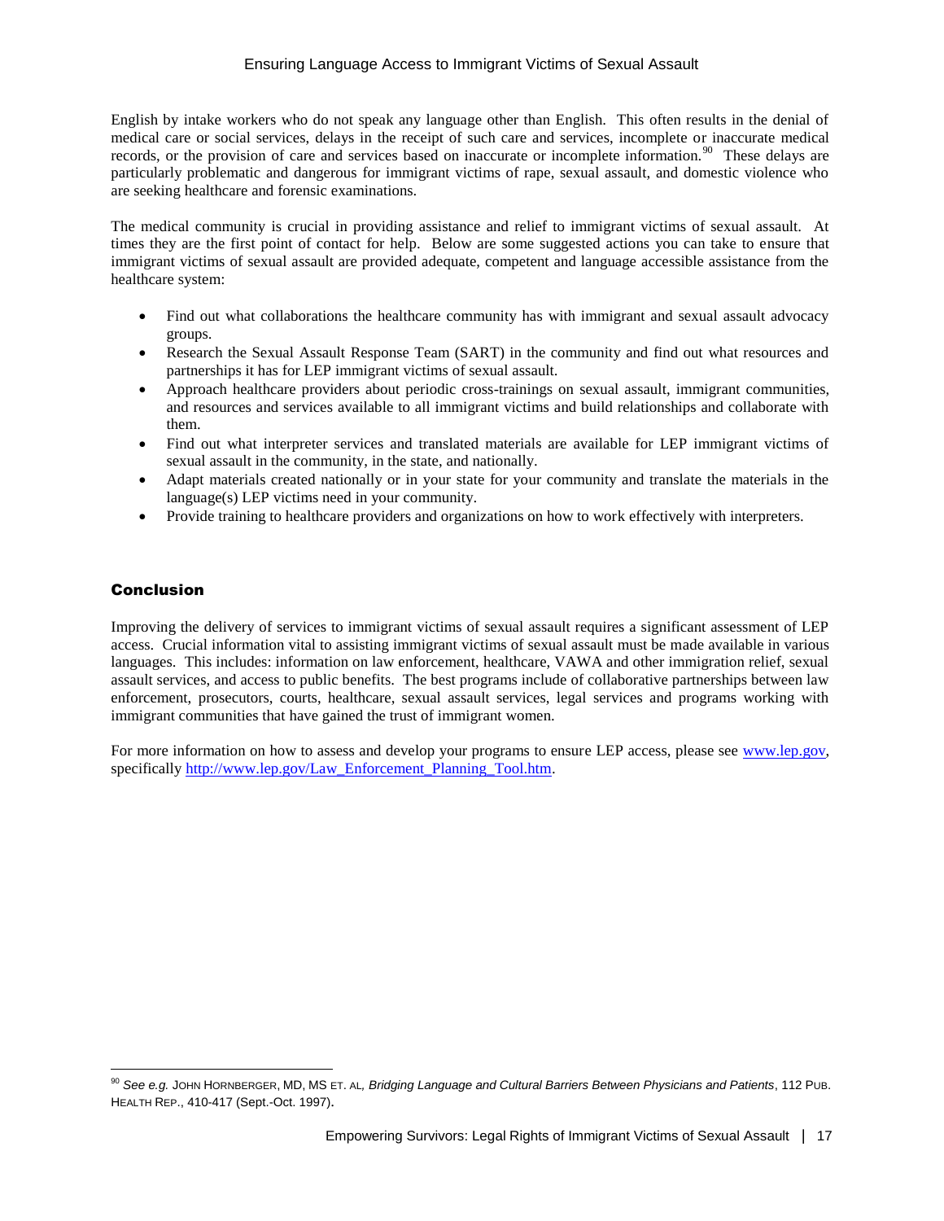English by intake workers who do not speak any language other than English. This often results in the denial of medical care or social services, delays in the receipt of such care and services, incomplete or inaccurate medical records, or the provision of care and services based on inaccurate or incomplete information.[90] These delays are particularly problematic and dangerous for immigrant victims of rape, sexual assault, and domestic violence who are seeking healthcare and forensic examinations.

The medical community is crucial in providing assistance and relief to immigrant victims of sexual assault. At times they are the first point of contact for help. Below are some suggested actions you can take to ensure that immigrant victims of sexual assault are provided adequate, competent and language accessible assistance from the healthcare system:

- Find out what collaborations the healthcare community has with immigrant and sexual assault advocacy groups.
- Research the Sexual Assault Response Team (SART) in the community and find out what resources and partnerships it has for LEP immigrant victims of sexual assault.
- Approach healthcare providers about periodic cross-trainings on sexual assault, immigrant communities, and resources and services available to all immigrant victims and build relationships and collaborate with them.
- Find out what interpreter services and translated materials are available for LEP immigrant victims of sexual assault in the community, in the state, and nationally.
- Adapt materials created nationally or in your state for your community and translate the materials in the language(s) LEP victims need in your community.
- Provide training to healthcare providers and organizations on how to work effectively with interpreters.

## Conclusion

Improving the delivery of services to immigrant victims of sexual assault requires a significant assessment of LEP access. Crucial information vital to assisting immigrant victims of sexual assault must be made available in various languages. This includes: information on law enforcement, healthcare, VAWA and other immigration relief, sexual assault services, and access to public benefits. The best programs include of collaborative partnerships between law enforcement, prosecutors, courts, healthcare, sexual assault services, legal services and programs working with immigrant communities that have gained the trust of immigrant women.

For more information on how to assess and develop your programs to ensure LEP access, please see www.lep.gov, specifically http://www.lep.gov/Law_Enforcement_Planning_Tool.htm.

---

[90] *See e.g.* JOHN HORNBERGER, MD, MS ET. AL, *Bridging Language and Cultural Barriers Between Physicians and Patients*, 112 PUB. HEALTH REP., 410-417 (Sept.-Oct. 1997).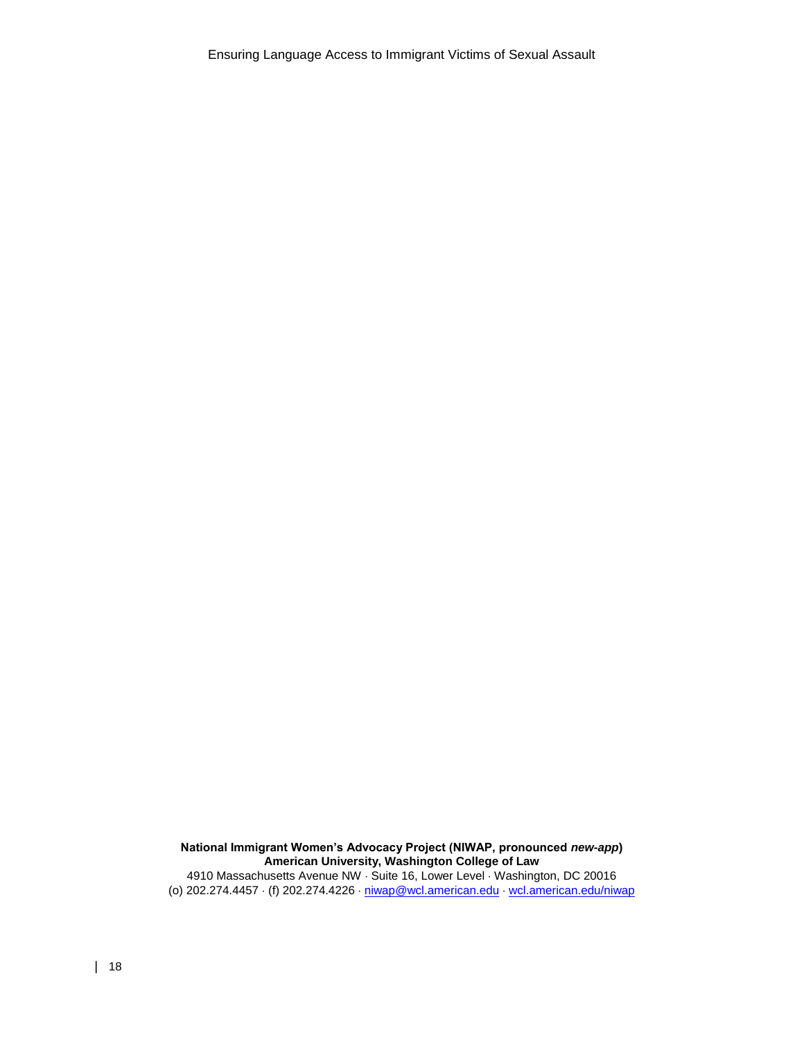**National Immigrant Women's Advocacy Project (NIWAP, pronounced *new-app*)**
**American University, Washington College of Law**
4910 Massachusetts Avenue NW · Suite 16, Lower Level · Washington, DC 20016
(o) 202.274.4457 · (f) 202.274.4226 · niwap@wcl.american.edu · wcl.american.edu/niwap